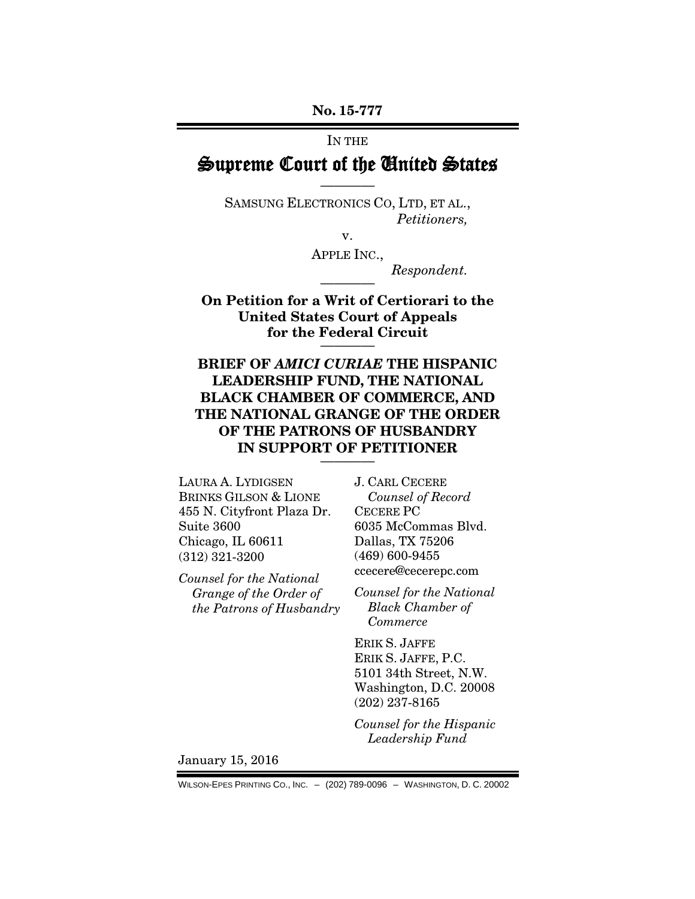**No. 15-777**

IN THE

# Supreme Court of the United States

————

SAMSUNG ELECTRONICS CO, LTD, ET AL.,
*Petitioners,*

v.

APPLE INC.,
*Respondent.*

————

**On Petition for a Writ of Certiorari to the United States Court of Appeals for the Federal Circuit**

————

## BRIEF OF *AMICI CURIAE* THE HISPANIC LEADERSHIP FUND, THE NATIONAL BLACK CHAMBER OF COMMERCE, AND THE NATIONAL GRANGE OF THE ORDER OF THE PATRONS OF HUSBANDRY IN SUPPORT OF PETITIONER

————

LAURA A. LYDIGSEN
BRINKS GILSON & LIONE
455 N. Cityfront Plaza Dr.
Suite 3600
Chicago, IL 60611
(312) 321-3200

*Counsel for the National Grange of the Order of the Patrons of Husbandry*

J. CARL CECERE
*Counsel of Record*
CECERE PC
6035 McCommas Blvd.
Dallas, TX 75206
(469) 600-9455
ccecere@cecerepc.com

*Counsel for the National Black Chamber of Commerce*

ERIK S. JAFFE
ERIK S. JAFFE, P.C.
5101 34th Street, N.W.
Washington, D.C. 20008
(202) 237-8165

*Counsel for the Hispanic Leadership Fund*

January 15, 2016

WILSON-EPES PRINTING CO., INC. – (202) 789-0096 – WASHINGTON, D. C. 20002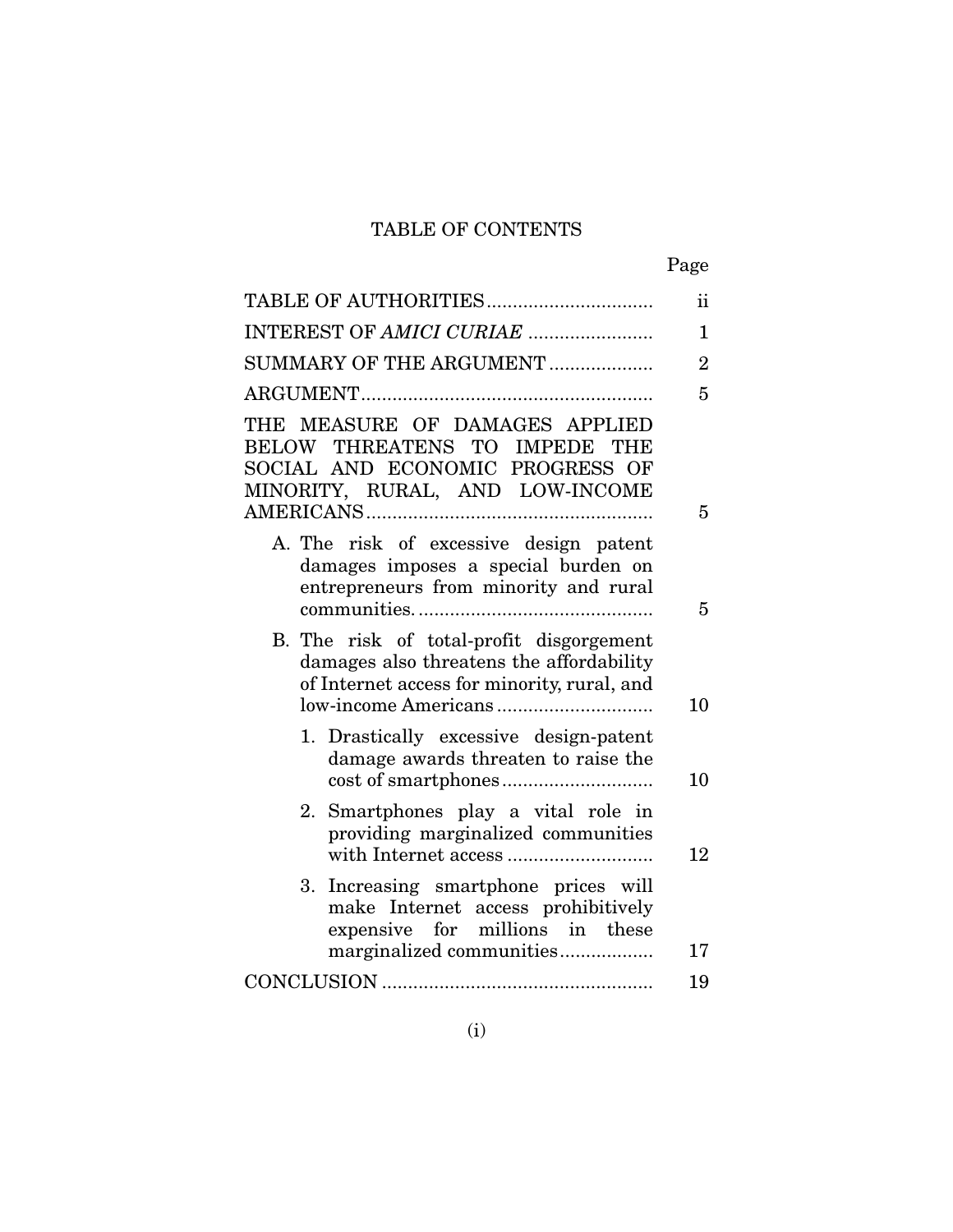# TABLE OF CONTENTS

| | Page |
|---|---|
| TABLE OF AUTHORITIES | ii |
| INTEREST OF *AMICI CURIAE* | 1 |
| SUMMARY OF THE ARGUMENT | 2 |
| ARGUMENT | 5 |
| THE MEASURE OF DAMAGES APPLIED BELOW THREATENS TO IMPEDE THE SOCIAL AND ECONOMIC PROGRESS OF MINORITY, RURAL, AND LOW-INCOME AMERICANS | 5 |
| A. The risk of excessive design patent damages imposes a special burden on entrepreneurs from minority and rural communities. | 5 |
| B. The risk of total-profit disgorgement damages also threatens the affordability of Internet access for minority, rural, and low-income Americans | 10 |
| 1. Drastically excessive design-patent damage awards threaten to raise the cost of smartphones | 10 |
| 2. Smartphones play a vital role in providing marginalized communities with Internet access | 12 |
| 3. Increasing smartphone prices will make Internet access prohibitively expensive for millions in these marginalized communities | 17 |
| CONCLUSION | 19 |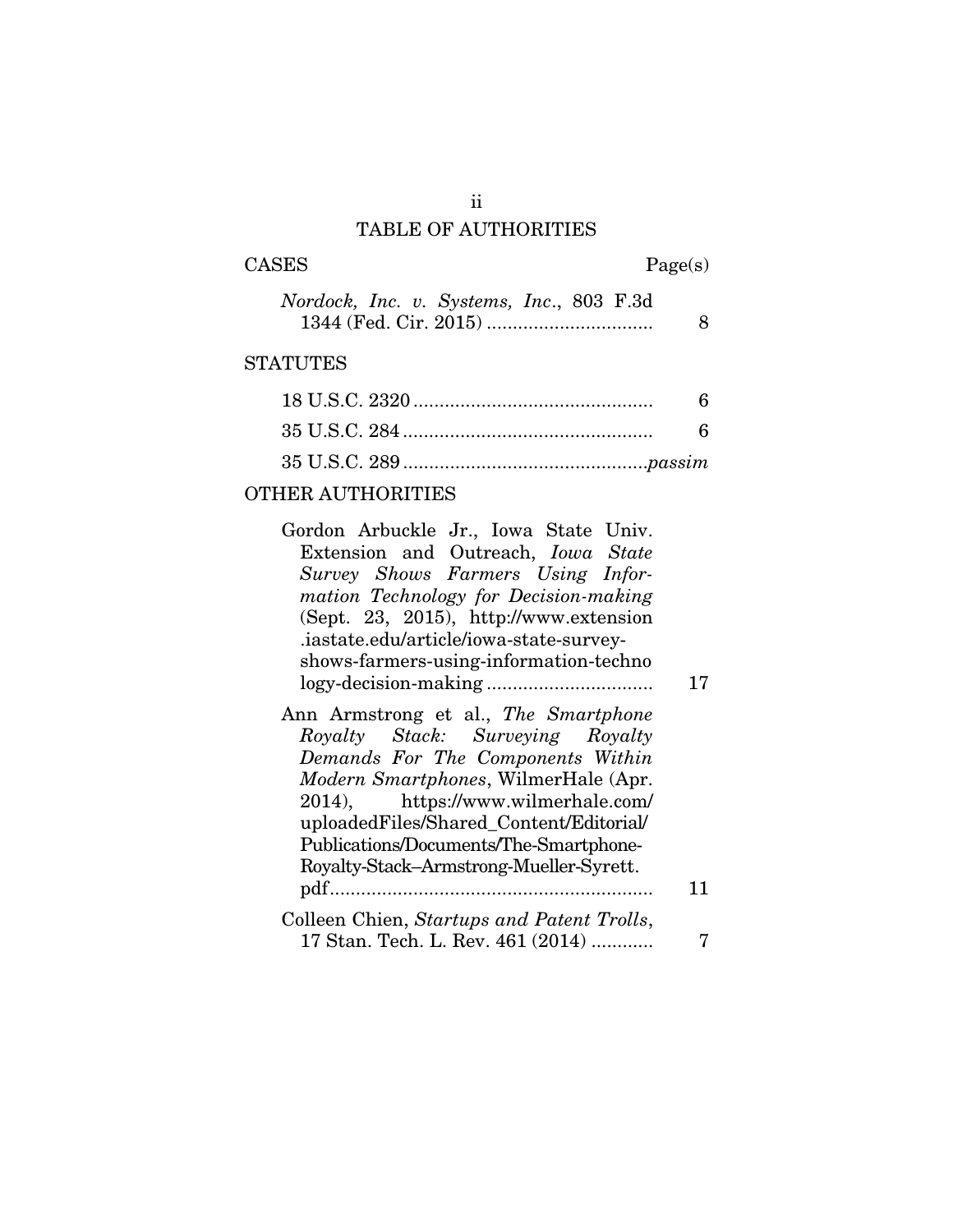## TABLE OF AUTHORITIES

| CASES | Page(s) |
| --- | --- |
| *Nordock, Inc. v. Systems, Inc.*, 803 F.3d 1344 (Fed. Cir. 2015) | 8 |
| **STATUTES** | |
| 18 U.S.C. 2320 | 6 |
| 35 U.S.C. 284 | 6 |
| 35 U.S.C. 289 | *passim* |
| **OTHER AUTHORITIES** | |
| Gordon Arbuckle Jr., Iowa State Univ. Extension and Outreach, *Iowa State Survey Shows Farmers Using Information Technology for Decision-making* (Sept. 23, 2015), http://www.extension.iastate.edu/article/iowa-state-survey-shows-farmers-using-information-technology-decision-making | 17 |
| Ann Armstrong et al., *The Smartphone Royalty Stack: Surveying Royalty Demands For The Components Within Modern Smartphones*, WilmerHale (Apr. 2014), https://www.wilmerhale.com/uploadedFiles/Shared_Content/Editorial/Publications/Documents/The-Smartphone-Royalty-Stack–Armstrong-Mueller-Syrett.pdf | 11 |
| Colleen Chien, *Startups and Patent Trolls*, 17 Stan. Tech. L. Rev. 461 (2014) | 7 |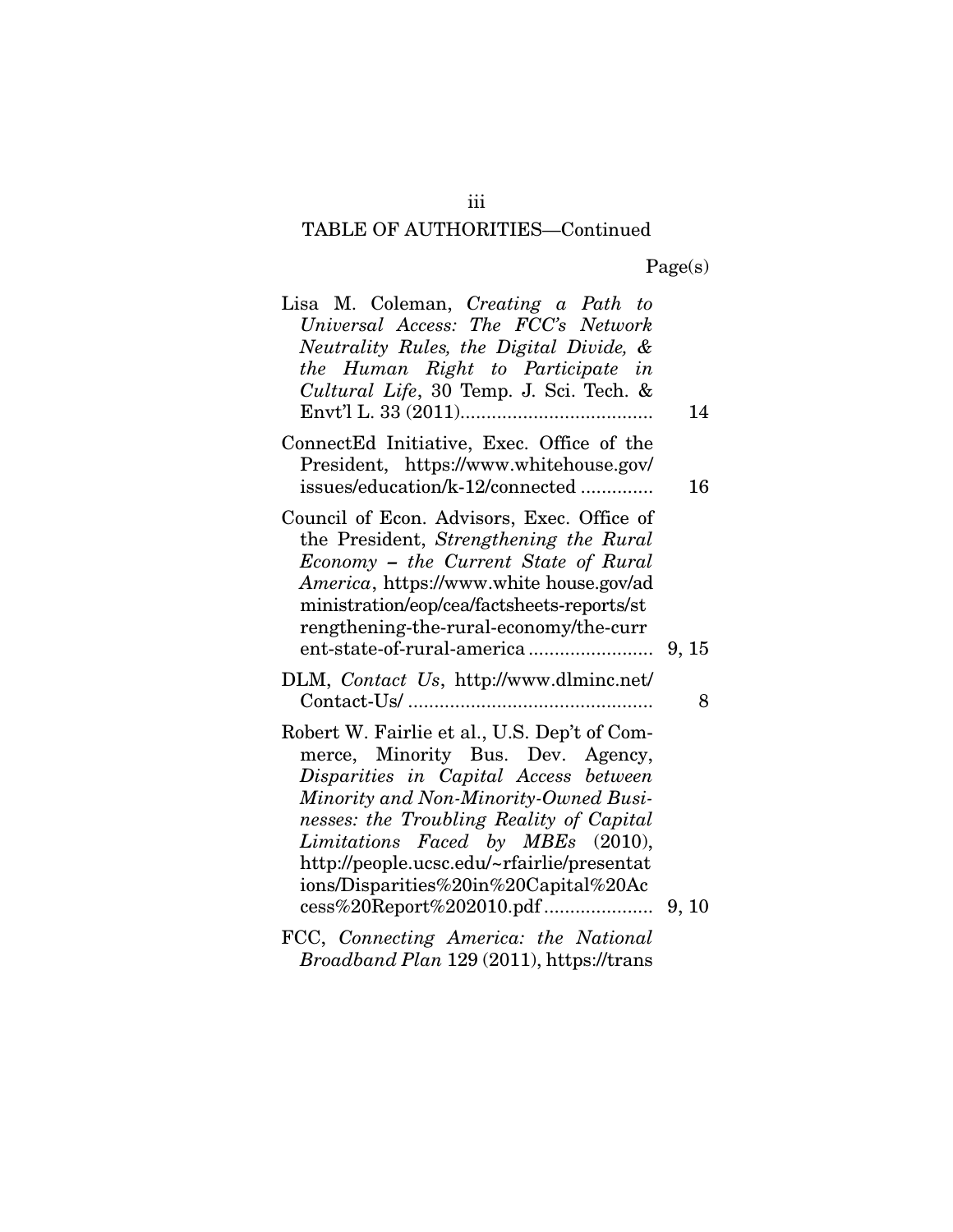TABLE OF AUTHORITIES—Continued

| | Page(s) |
|---|---|
| Lisa M. Coleman, *Creating a Path to Universal Access: The FCC's Network Neutrality Rules, the Digital Divide, & the Human Right to Participate in Cultural Life*, 30 Temp. J. Sci. Tech. & Envt'l L. 33 (2011) | 14 |
| ConnectEd Initiative, Exec. Office of the President, https://www.whitehouse.gov/issues/education/k-12/connected | 16 |
| Council of Econ. Advisors, Exec. Office of the President, *Strengthening the Rural Economy – the Current State of Rural America*, https://www.white house.gov/administration/eop/cea/factsheets-reports/strengthening-the-rural-economy/the-current-state-of-rural-america | 9, 15 |
| DLM, *Contact Us*, http://www.dlminc.net/Contact-Us/ | 8 |
| Robert W. Fairlie et al., U.S. Dep't of Commerce, Minority Bus. Dev. Agency, *Disparities in Capital Access between Minority and Non-Minority-Owned Businesses: the Troubling Reality of Capital Limitations Faced by MBEs* (2010), http://people.ucsc.edu/~rfairlie/presentations/Disparities%20in%20Capital%20Access%20Report%202010.pdf | 9, 10 |
| FCC, *Connecting America: the National Broadband Plan* 129 (2011), https://trans | |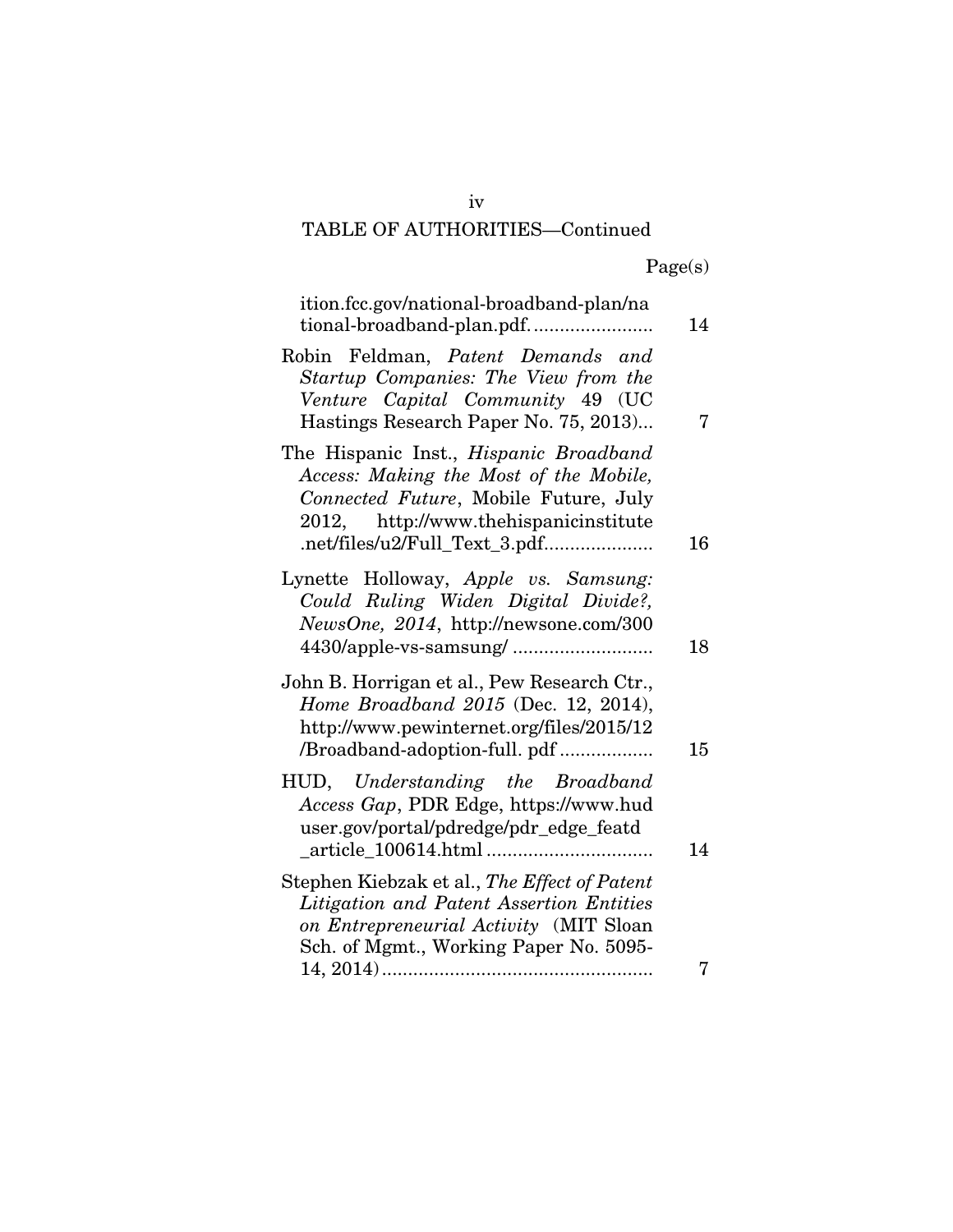TABLE OF AUTHORITIES—Continued

| | Page(s) |
|---|---|
| ition.fcc.gov/national-broadband-plan/national-broadband-plan.pdf. | 14 |
| Robin Feldman, *Patent Demands and Startup Companies: The View from the Venture Capital Community* 49 (UC Hastings Research Paper No. 75, 2013) | 7 |
| The Hispanic Inst., *Hispanic Broadband Access: Making the Most of the Mobile, Connected Future*, Mobile Future, July 2012, http://www.thehispanicinstitute.net/files/u2/Full_Text_3.pdf | 16 |
| Lynette Holloway, *Apple vs. Samsung: Could Ruling Widen Digital Divide?, NewsOne, 2014*, http://newsone.com/3004430/apple-vs-samsung/ | 18 |
| John B. Horrigan et al., Pew Research Ctr., *Home Broadband 2015* (Dec. 12, 2014), http://www.pewinternet.org/files/2015/12/Broadband-adoption-full. pdf | 15 |
| HUD, *Understanding the Broadband Access Gap*, PDR Edge, https://www.huduser.gov/portal/pdredge/pdr_edge_featd_article_100614.html | 14 |
| Stephen Kiebzak et al., *The Effect of Patent Litigation and Patent Assertion Entities on Entrepreneurial Activity* (MIT Sloan Sch. of Mgmt., Working Paper No. 5095-14, 2014) | 7 |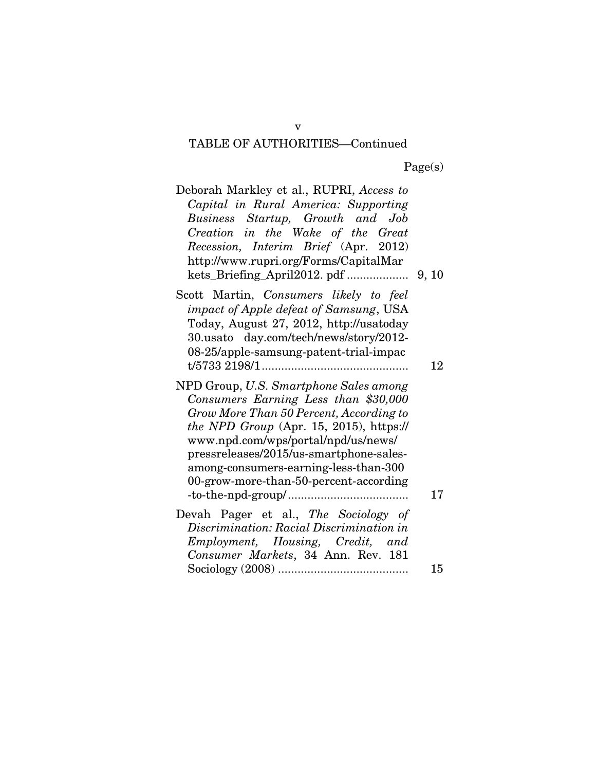TABLE OF AUTHORITIES—Continued

Page(s)

Deborah Markley et al., RUPRI, *Access to Capital in Rural America: Supporting Business Startup, Growth and Job Creation in the Wake of the Great Recession, Interim Brief* (Apr. 2012) http://www.rupri.org/Forms/CapitalMarkets_Briefing_April2012. pdf .................. 9, 10

Scott Martin, *Consumers likely to feel impact of Apple defeat of Samsung*, USA Today, August 27, 2012, http://usatoday30.usato day.com/tech/news/story/2012-08-25/apple-samsung-patent-trial-impact/5733 2198/1............................................ 12

NPD Group, *U.S. Smartphone Sales among Consumers Earning Less than $30,000 Grow More Than 50 Percent, According to the NPD Group* (Apr. 15, 2015), https://www.npd.com/wps/portal/npd/us/news/pressreleases/2015/us-smartphone-sales-among-consumers-earning-less-than-30000-grow-more-than-50-percent-according-to-the-npd-group/..................................... 17

Devah Pager et al., *The Sociology of Discrimination: Racial Discrimination in Employment, Housing, Credit, and Consumer Markets*, 34 Ann. Rev. 181 Sociology (2008) ....................................... 15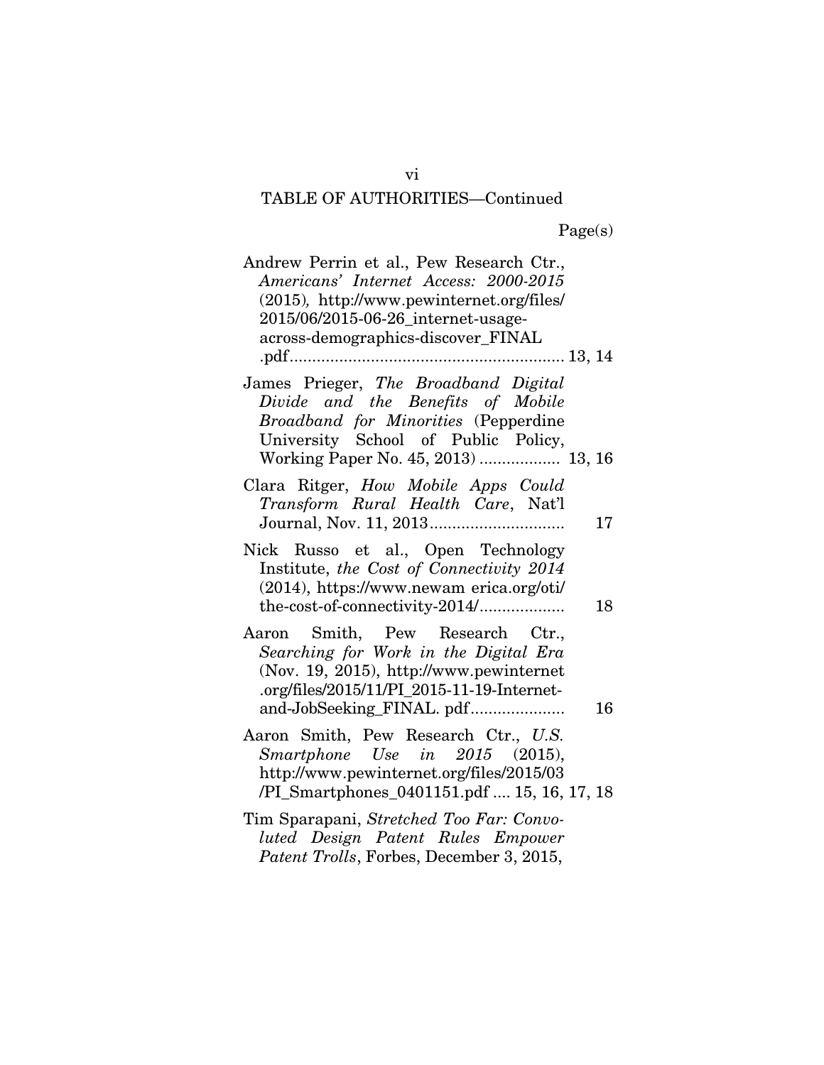TABLE OF AUTHORITIES—Continued

Page(s)

Andrew Perrin et al., Pew Research Ctr., *Americans' Internet Access: 2000-2015* (2015), http://www.pewinternet.org/files/2015/06/2015-06-26_internet-usage-across-demographics-discover_FINAL.pdf ........................................................ 13, 14

James Prieger, *The Broadband Digital Divide and the Benefits of Mobile Broadband for Minorities* (Pepperdine University School of Public Policy, Working Paper No. 45, 2013) ................. 13, 16

Clara Ritger, *How Mobile Apps Could Transform Rural Health Care*, Nat'l Journal, Nov. 11, 2013 .............................. 17

Nick Russo et al., Open Technology Institute, *the Cost of Connectivity 2014* (2014), https://www.newam erica.org/oti/the-cost-of-connectivity-2014/................... 18

Aaron Smith, Pew Research Ctr., *Searching for Work in the Digital Era* (Nov. 19, 2015), http://www.pewinternet.org/files/2015/11/PI_2015-11-19-Internet-and-JobSeeking_FINAL. pdf..................... 16

Aaron Smith, Pew Research Ctr., *U.S. Smartphone Use in 2015* (2015), http://www.pewinternet.org/files/2015/03/PI_Smartphones_0401151.pdf .... 15, 16, 17, 18

Tim Sparapani, *Stretched Too Far: Convoluted Design Patent Rules Empower Patent Trolls*, Forbes, December 3, 2015,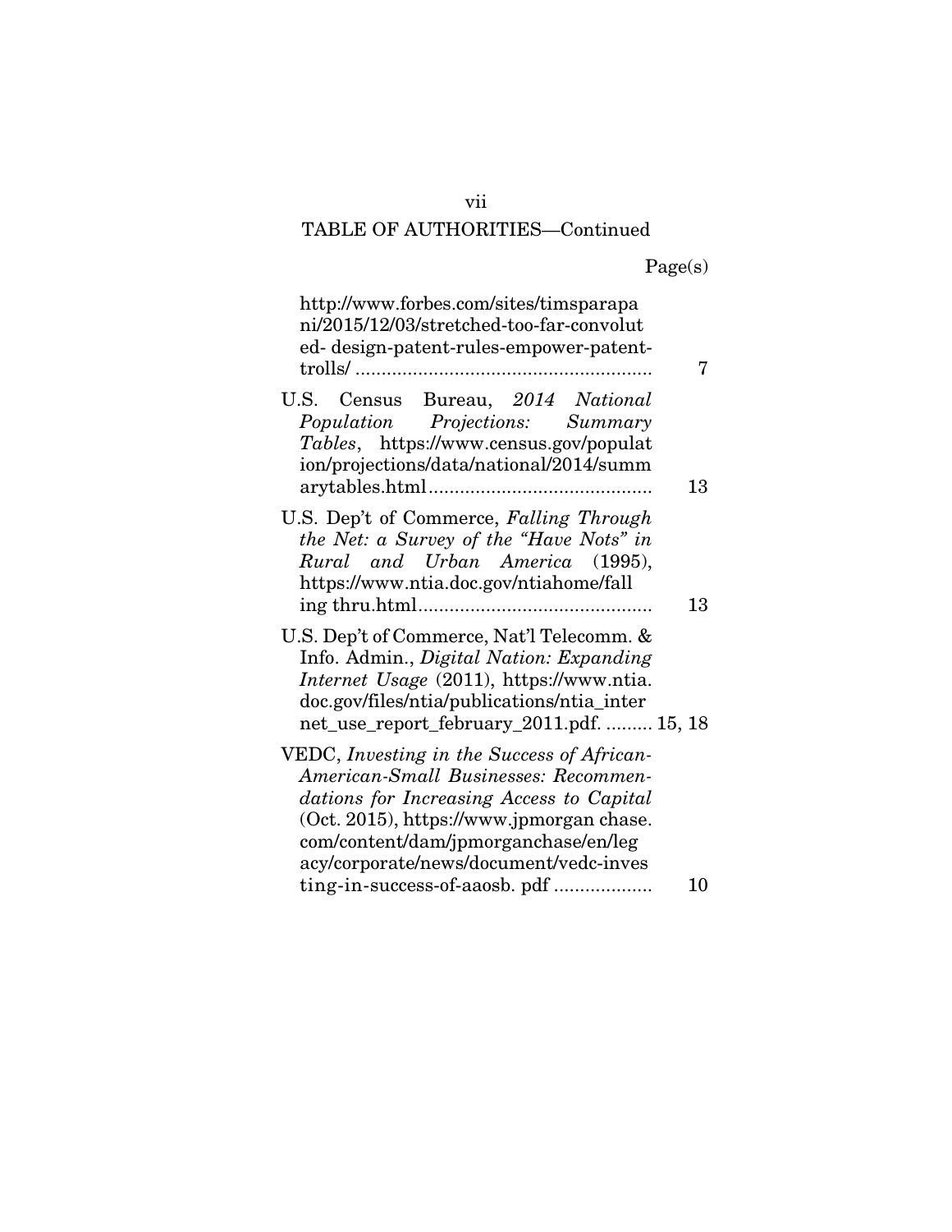TABLE OF AUTHORITIES—Continued

Page(s)

http://www.forbes.com/sites/timsparapani/2015/12/03/stretched-too-far-convoluted- design-patent-rules-empower-patent-trolls/ ........................................................ 7

U.S. Census Bureau, *2014 National Population Projections: Summary Tables*, https://www.census.gov/population/projections/data/national/2014/summarytables.html.......................................... 13

U.S. Dep't of Commerce, *Falling Through the Net: a Survey of the "Have Nots" in Rural and Urban America* (1995), https://www.ntia.doc.gov/ntiahome/fallingthru.html............................................ 13

U.S. Dep't of Commerce, Nat'l Telecomm. & Info. Admin., *Digital Nation: Expanding Internet Usage* (2011), https://www.ntia.doc.gov/files/ntia/publications/ntia_internet_use_report_february_2011.pdf. ......... 15, 18

VEDC, *Investing in the Success of African-American-Small Businesses: Recommendations for Increasing Access to Capital* (Oct. 2015), https://www.jpmorganchase.com/content/dam/jpmorganchase/en/legacy/corporate/news/document/vedc-investing-in-success-of-aaosb. pdf .................. 10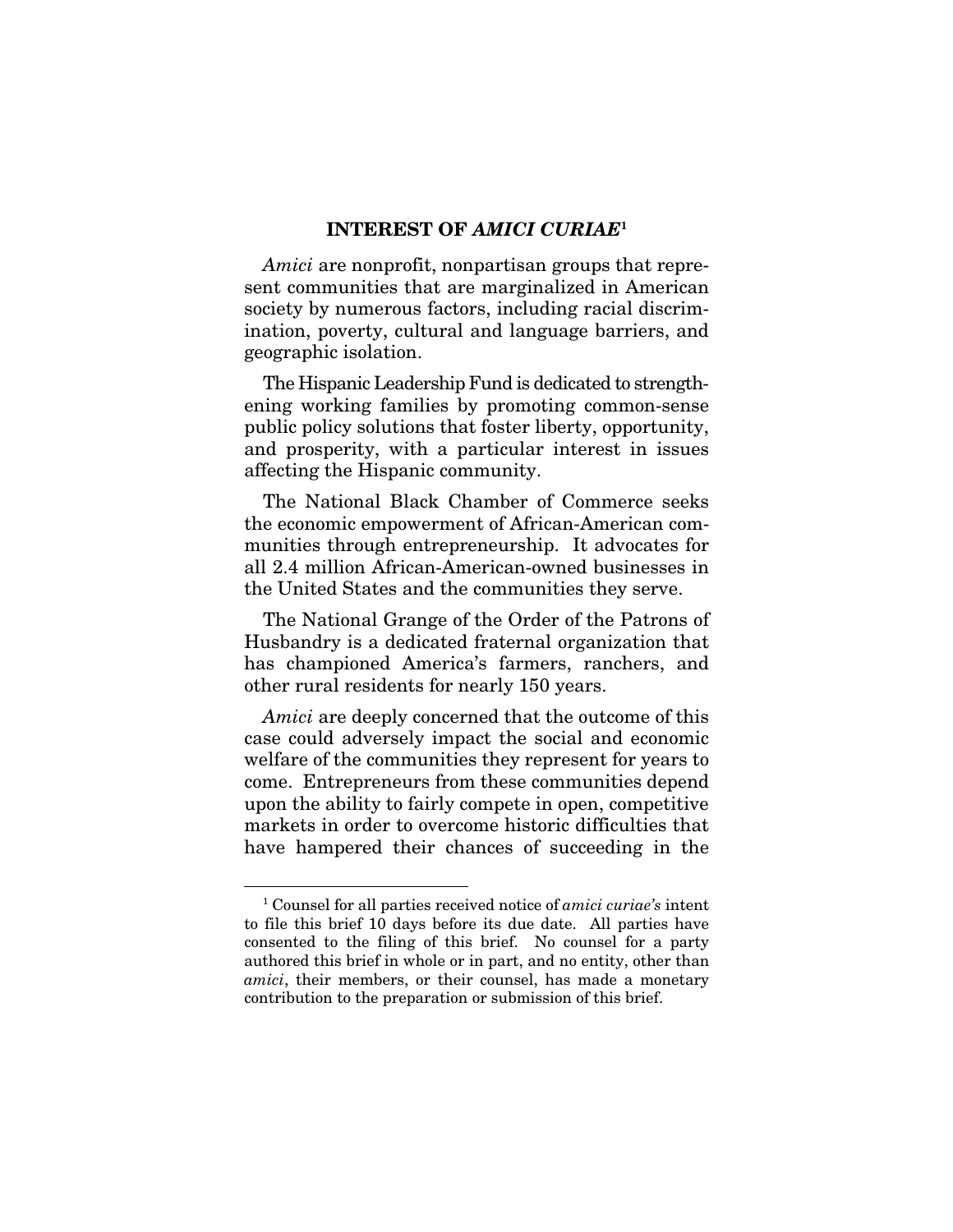## INTEREST OF *AMICI CURIAE*[1]

*Amici* are nonprofit, nonpartisan groups that represent communities that are marginalized in American society by numerous factors, including racial discrimination, poverty, cultural and language barriers, and geographic isolation.

The Hispanic Leadership Fund is dedicated to strengthening working families by promoting common-sense public policy solutions that foster liberty, opportunity, and prosperity, with a particular interest in issues affecting the Hispanic community.

The National Black Chamber of Commerce seeks the economic empowerment of African-American communities through entrepreneurship. It advocates for all 2.4 million African-American-owned businesses in the United States and the communities they serve.

The National Grange of the Order of the Patrons of Husbandry is a dedicated fraternal organization that has championed America's farmers, ranchers, and other rural residents for nearly 150 years.

*Amici* are deeply concerned that the outcome of this case could adversely impact the social and economic welfare of the communities they represent for years to come. Entrepreneurs from these communities depend upon the ability to fairly compete in open, competitive markets in order to overcome historic difficulties that have hampered their chances of succeeding in the

---

[1] Counsel for all parties received notice of *amici curiae's* intent to file this brief 10 days before its due date. All parties have consented to the filing of this brief. No counsel for a party authored this brief in whole or in part, and no entity, other than *amici*, their members, or their counsel, has made a monetary contribution to the preparation or submission of this brief.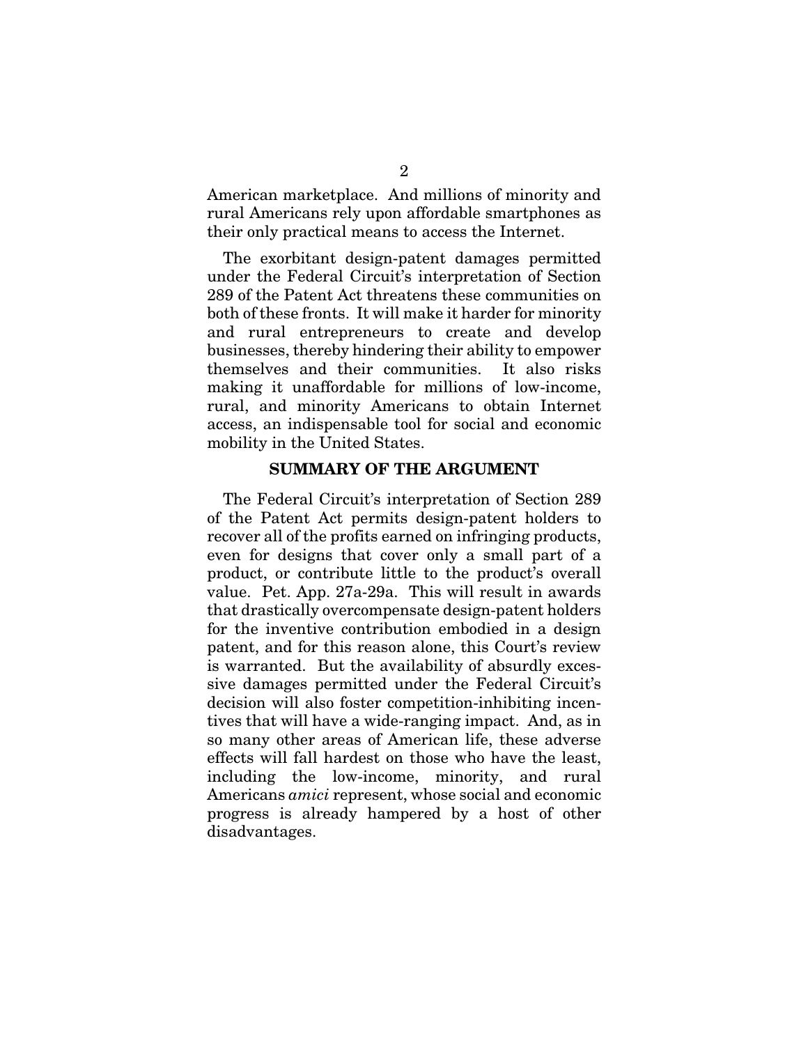American marketplace. And millions of minority and rural Americans rely upon affordable smartphones as their only practical means to access the Internet.

The exorbitant design-patent damages permitted under the Federal Circuit's interpretation of Section 289 of the Patent Act threatens these communities on both of these fronts. It will make it harder for minority and rural entrepreneurs to create and develop businesses, thereby hindering their ability to empower themselves and their communities. It also risks making it unaffordable for millions of low-income, rural, and minority Americans to obtain Internet access, an indispensable tool for social and economic mobility in the United States.

## SUMMARY OF THE ARGUMENT

The Federal Circuit's interpretation of Section 289 of the Patent Act permits design-patent holders to recover all of the profits earned on infringing products, even for designs that cover only a small part of a product, or contribute little to the product's overall value. Pet. App. 27a-29a. This will result in awards that drastically overcompensate design-patent holders for the inventive contribution embodied in a design patent, and for this reason alone, this Court's review is warranted. But the availability of absurdly excessive damages permitted under the Federal Circuit's decision will also foster competition-inhibiting incentives that will have a wide-ranging impact. And, as in so many other areas of American life, these adverse effects will fall hardest on those who have the least, including the low-income, minority, and rural Americans *amici* represent, whose social and economic progress is already hampered by a host of other disadvantages.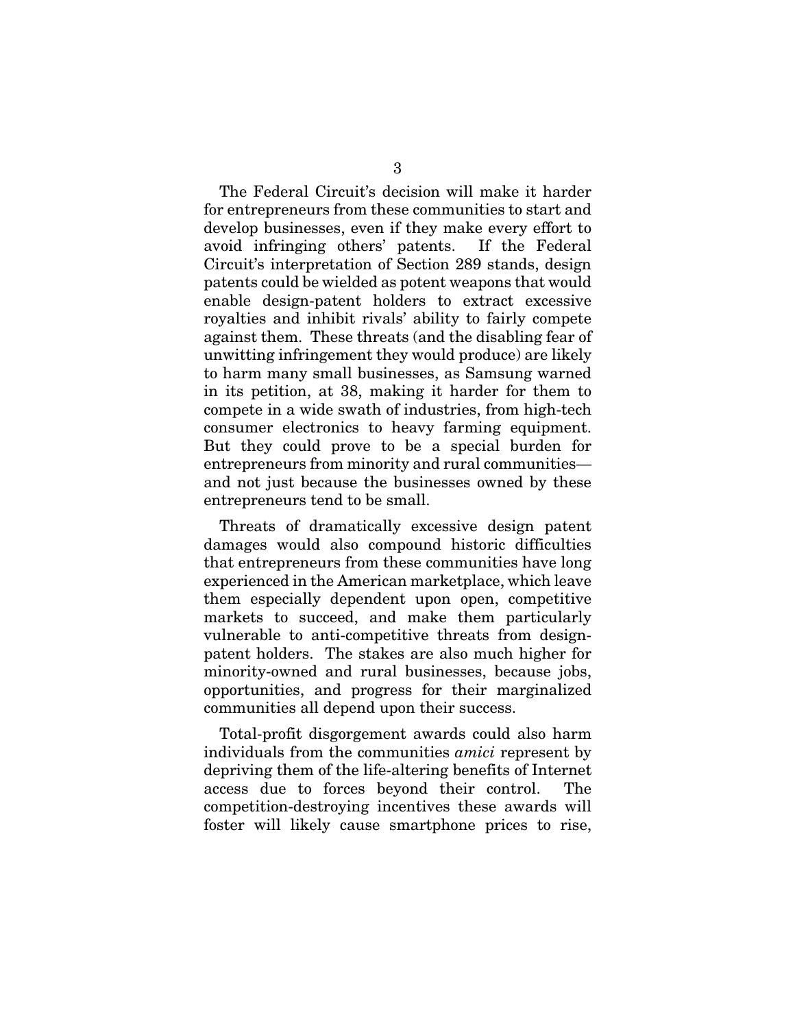The Federal Circuit's decision will make it harder for entrepreneurs from these communities to start and develop businesses, even if they make every effort to avoid infringing others' patents. If the Federal Circuit's interpretation of Section 289 stands, design patents could be wielded as potent weapons that would enable design-patent holders to extract excessive royalties and inhibit rivals' ability to fairly compete against them. These threats (and the disabling fear of unwitting infringement they would produce) are likely to harm many small businesses, as Samsung warned in its petition, at 38, making it harder for them to compete in a wide swath of industries, from high-tech consumer electronics to heavy farming equipment. But they could prove to be a special burden for entrepreneurs from minority and rural communities—and not just because the businesses owned by these entrepreneurs tend to be small.

Threats of dramatically excessive design patent damages would also compound historic difficulties that entrepreneurs from these communities have long experienced in the American marketplace, which leave them especially dependent upon open, competitive markets to succeed, and make them particularly vulnerable to anti-competitive threats from design-patent holders. The stakes are also much higher for minority-owned and rural businesses, because jobs, opportunities, and progress for their marginalized communities all depend upon their success.

Total-profit disgorgement awards could also harm individuals from the communities *amici* represent by depriving them of the life-altering benefits of Internet access due to forces beyond their control. The competition-destroying incentives these awards will foster will likely cause smartphone prices to rise,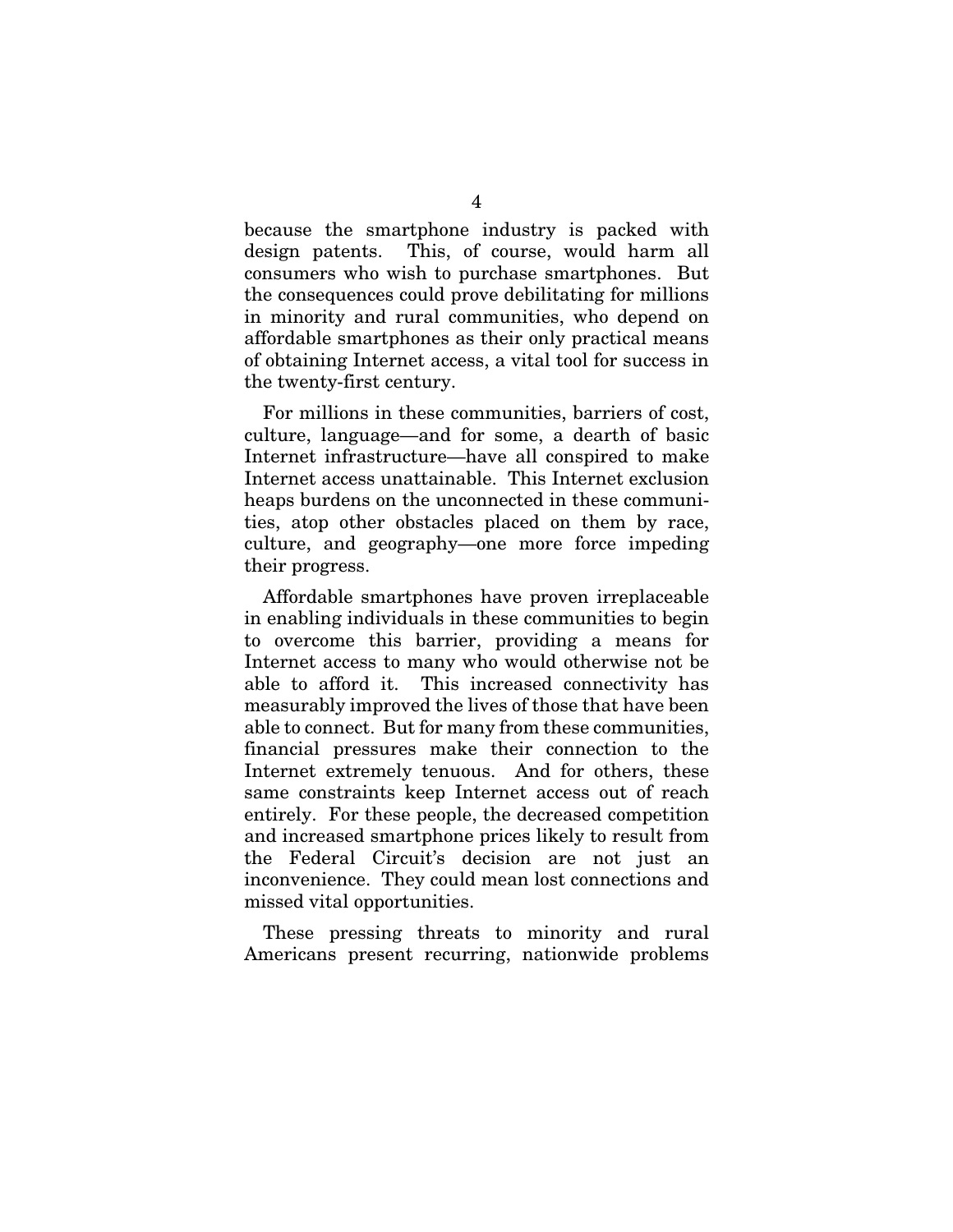because the smartphone industry is packed with design patents. This, of course, would harm all consumers who wish to purchase smartphones. But the consequences could prove debilitating for millions in minority and rural communities, who depend on affordable smartphones as their only practical means of obtaining Internet access, a vital tool for success in the twenty-first century.

For millions in these communities, barriers of cost, culture, language—and for some, a dearth of basic Internet infrastructure—have all conspired to make Internet access unattainable. This Internet exclusion heaps burdens on the unconnected in these communities, atop other obstacles placed on them by race, culture, and geography—one more force impeding their progress.

Affordable smartphones have proven irreplaceable in enabling individuals in these communities to begin to overcome this barrier, providing a means for Internet access to many who would otherwise not be able to afford it. This increased connectivity has measurably improved the lives of those that have been able to connect. But for many from these communities, financial pressures make their connection to the Internet extremely tenuous. And for others, these same constraints keep Internet access out of reach entirely. For these people, the decreased competition and increased smartphone prices likely to result from the Federal Circuit's decision are not just an inconvenience. They could mean lost connections and missed vital opportunities.

These pressing threats to minority and rural Americans present recurring, nationwide problems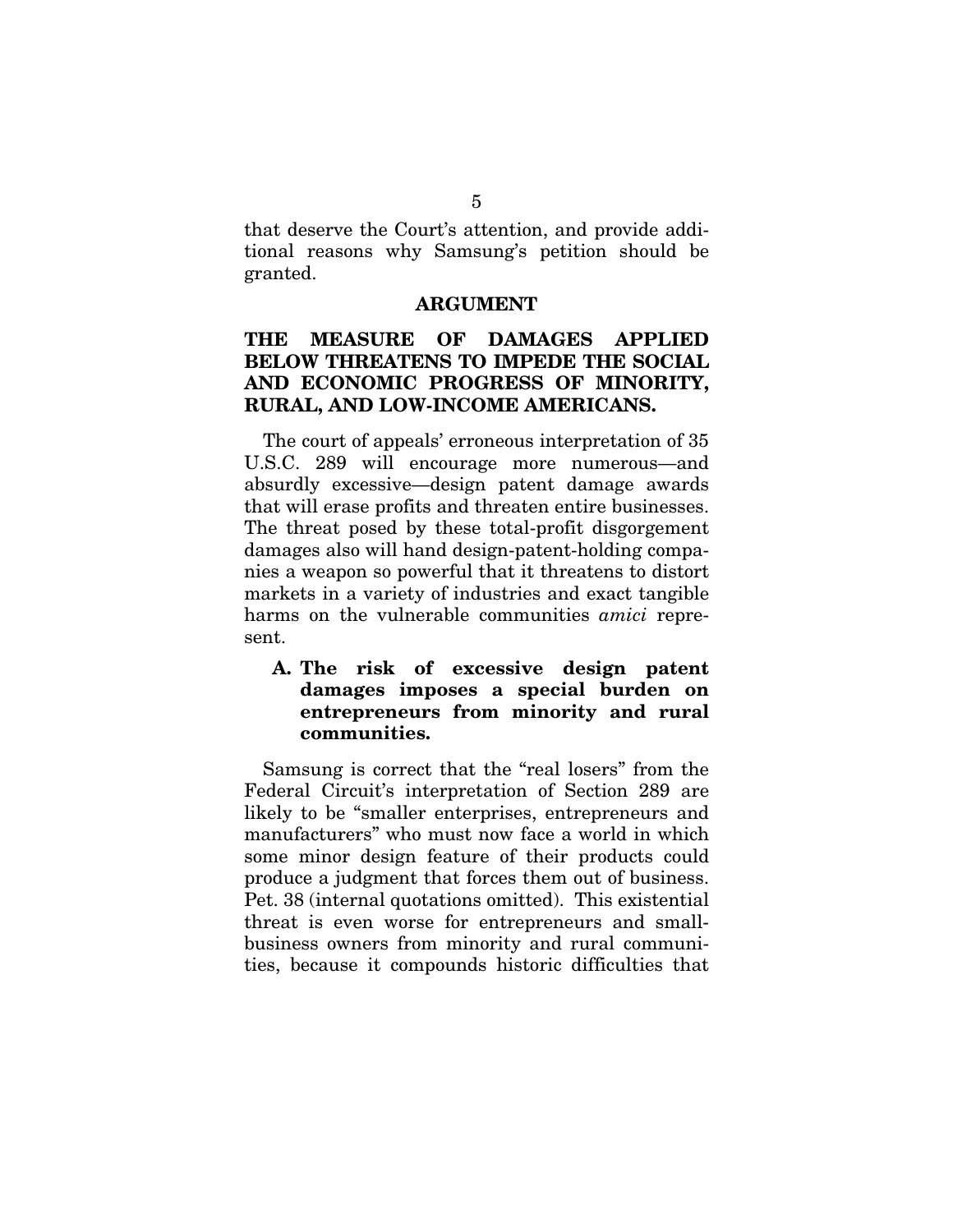that deserve the Court's attention, and provide additional reasons why Samsung's petition should be granted.

## ARGUMENT

### THE MEASURE OF DAMAGES APPLIED BELOW THREATENS TO IMPEDE THE SOCIAL AND ECONOMIC PROGRESS OF MINORITY, RURAL, AND LOW-INCOME AMERICANS.

The court of appeals' erroneous interpretation of 35 U.S.C. 289 will encourage more numerous—and absurdly excessive—design patent damage awards that will erase profits and threaten entire businesses. The threat posed by these total-profit disgorgement damages also will hand design-patent-holding companies a weapon so powerful that it threatens to distort markets in a variety of industries and exact tangible harms on the vulnerable communities *amici* represent.

#### A. The risk of excessive design patent damages imposes a special burden on entrepreneurs from minority and rural communities.

Samsung is correct that the "real losers" from the Federal Circuit's interpretation of Section 289 are likely to be "smaller enterprises, entrepreneurs and manufacturers" who must now face a world in which some minor design feature of their products could produce a judgment that forces them out of business. Pet. 38 (internal quotations omitted). This existential threat is even worse for entrepreneurs and small-business owners from minority and rural communities, because it compounds historic difficulties that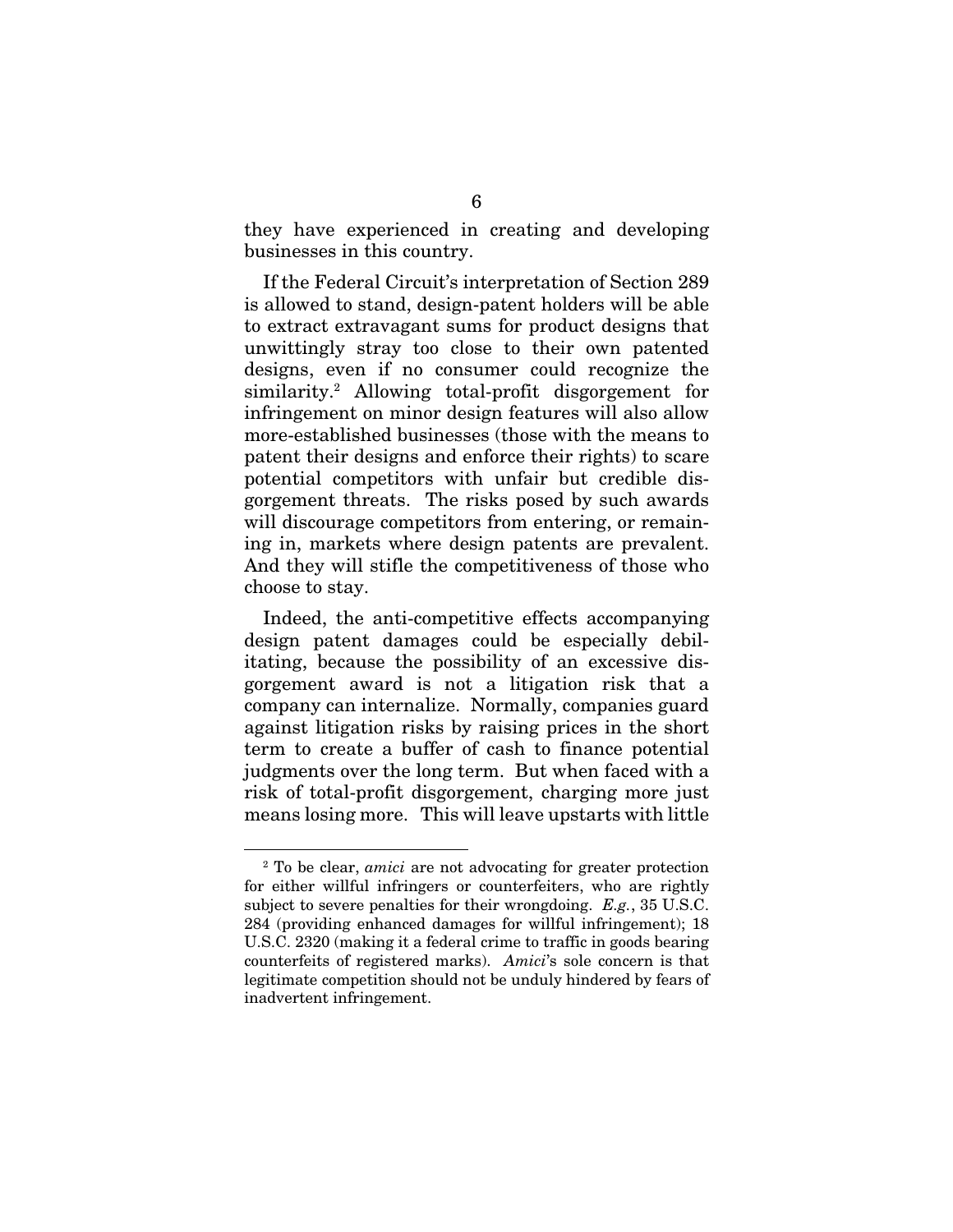they have experienced in creating and developing businesses in this country.

If the Federal Circuit's interpretation of Section 289 is allowed to stand, design-patent holders will be able to extract extravagant sums for product designs that unwittingly stray too close to their own patented designs, even if no consumer could recognize the similarity.[2] Allowing total-profit disgorgement for infringement on minor design features will also allow more-established businesses (those with the means to patent their designs and enforce their rights) to scare potential competitors with unfair but credible disgorgement threats. The risks posed by such awards will discourage competitors from entering, or remaining in, markets where design patents are prevalent. And they will stifle the competitiveness of those who choose to stay.

Indeed, the anti-competitive effects accompanying design patent damages could be especially debilitating, because the possibility of an excessive disgorgement award is not a litigation risk that a company can internalize. Normally, companies guard against litigation risks by raising prices in the short term to create a buffer of cash to finance potential judgments over the long term. But when faced with a risk of total-profit disgorgement, charging more just means losing more. This will leave upstarts with little

---

[2] To be clear, *amici* are not advocating for greater protection for either willful infringers or counterfeiters, who are rightly subject to severe penalties for their wrongdoing. *E.g.*, 35 U.S.C. 284 (providing enhanced damages for willful infringement); 18 U.S.C. 2320 (making it a federal crime to traffic in goods bearing counterfeits of registered marks). *Amici*'s sole concern is that legitimate competition should not be unduly hindered by fears of inadvertent infringement.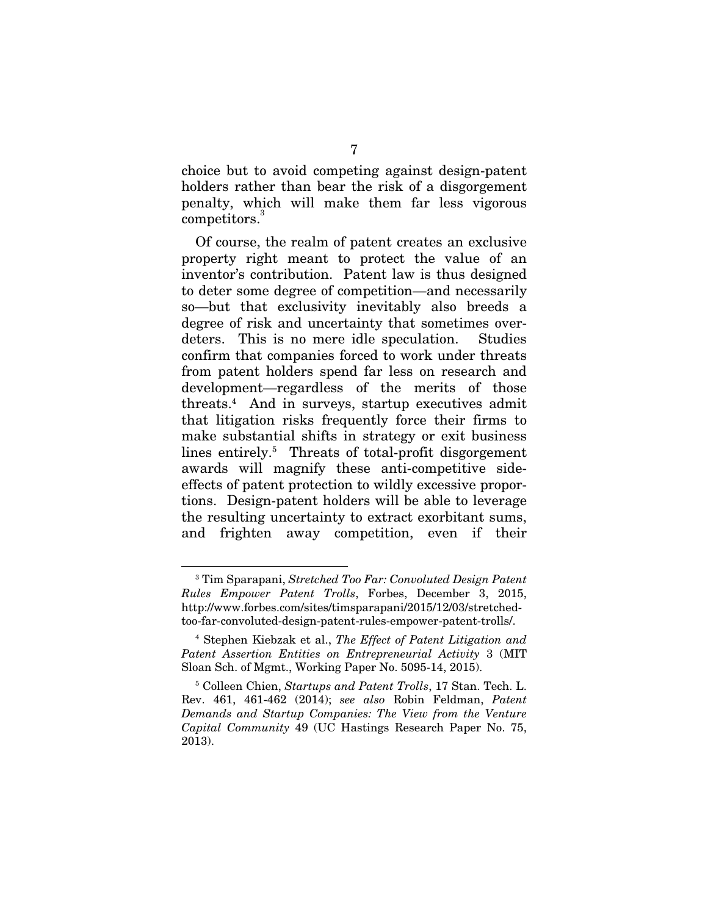choice but to avoid competing against design-patent holders rather than bear the risk of a disgorgement penalty, which will make them far less vigorous competitors.[3]

Of course, the realm of patent creates an exclusive property right meant to protect the value of an inventor's contribution. Patent law is thus designed to deter some degree of competition—and necessarily so—but that exclusivity inevitably also breeds a degree of risk and uncertainty that sometimes over-deters. This is no mere idle speculation. Studies confirm that companies forced to work under threats from patent holders spend far less on research and development—regardless of the merits of those threats.[4] And in surveys, startup executives admit that litigation risks frequently force their firms to make substantial shifts in strategy or exit business lines entirely.[5] Threats of total-profit disgorgement awards will magnify these anti-competitive side-effects of patent protection to wildly excessive proportions. Design-patent holders will be able to leverage the resulting uncertainty to extract exorbitant sums, and frighten away competition, even if their

---

[3] Tim Sparapani, *Stretched Too Far: Convoluted Design Patent Rules Empower Patent Trolls*, Forbes, December 3, 2015, http://www.forbes.com/sites/timsparapani/2015/12/03/stretched-too-far-convoluted-design-patent-rules-empower-patent-trolls/.

[4] Stephen Kiebzak et al., *The Effect of Patent Litigation and Patent Assertion Entities on Entrepreneurial Activity* 3 (MIT Sloan Sch. of Mgmt., Working Paper No. 5095-14, 2015).

[5] Colleen Chien, *Startups and Patent Trolls*, 17 Stan. Tech. L. Rev. 461, 461-462 (2014); *see also* Robin Feldman, *Patent Demands and Startup Companies: The View from the Venture Capital Community* 49 (UC Hastings Research Paper No. 75, 2013).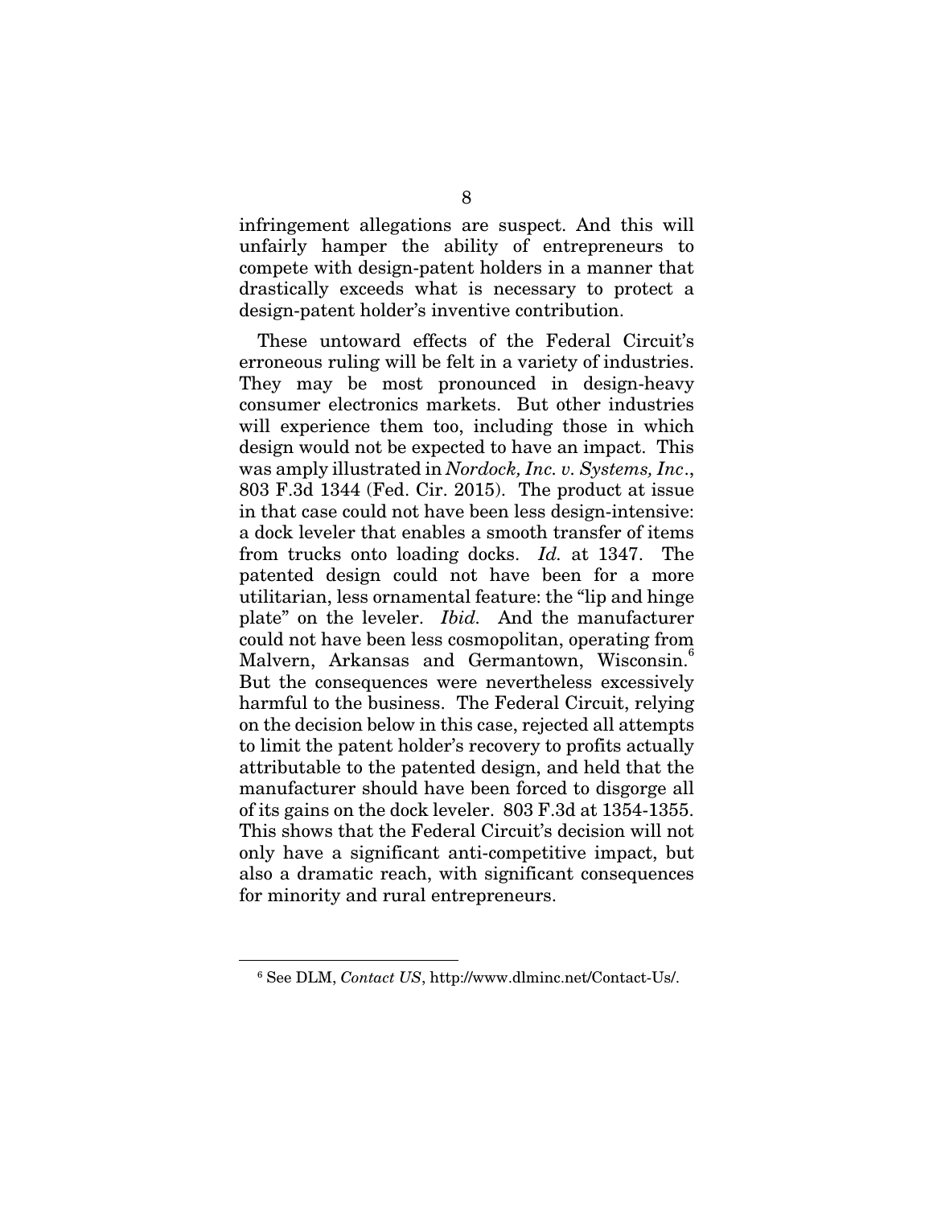infringement allegations are suspect. And this will unfairly hamper the ability of entrepreneurs to compete with design-patent holders in a manner that drastically exceeds what is necessary to protect a design-patent holder's inventive contribution.

These untoward effects of the Federal Circuit's erroneous ruling will be felt in a variety of industries. They may be most pronounced in design-heavy consumer electronics markets. But other industries will experience them too, including those in which design would not be expected to have an impact. This was amply illustrated in *Nordock, Inc. v. Systems, Inc*., 803 F.3d 1344 (Fed. Cir. 2015). The product at issue in that case could not have been less design-intensive: a dock leveler that enables a smooth transfer of items from trucks onto loading docks. *Id.* at 1347. The patented design could not have been for a more utilitarian, less ornamental feature: the "lip and hinge plate" on the leveler. *Ibid.* And the manufacturer could not have been less cosmopolitan, operating from Malvern, Arkansas and Germantown, Wisconsin.[6] But the consequences were nevertheless excessively harmful to the business. The Federal Circuit, relying on the decision below in this case, rejected all attempts to limit the patent holder's recovery to profits actually attributable to the patented design, and held that the manufacturer should have been forced to disgorge all of its gains on the dock leveler. 803 F.3d at 1354-1355. This shows that the Federal Circuit's decision will not only have a significant anti-competitive impact, but also a dramatic reach, with significant consequences for minority and rural entrepreneurs.

[6] See DLM, *Contact US*, http://www.dlminc.net/Contact-Us/.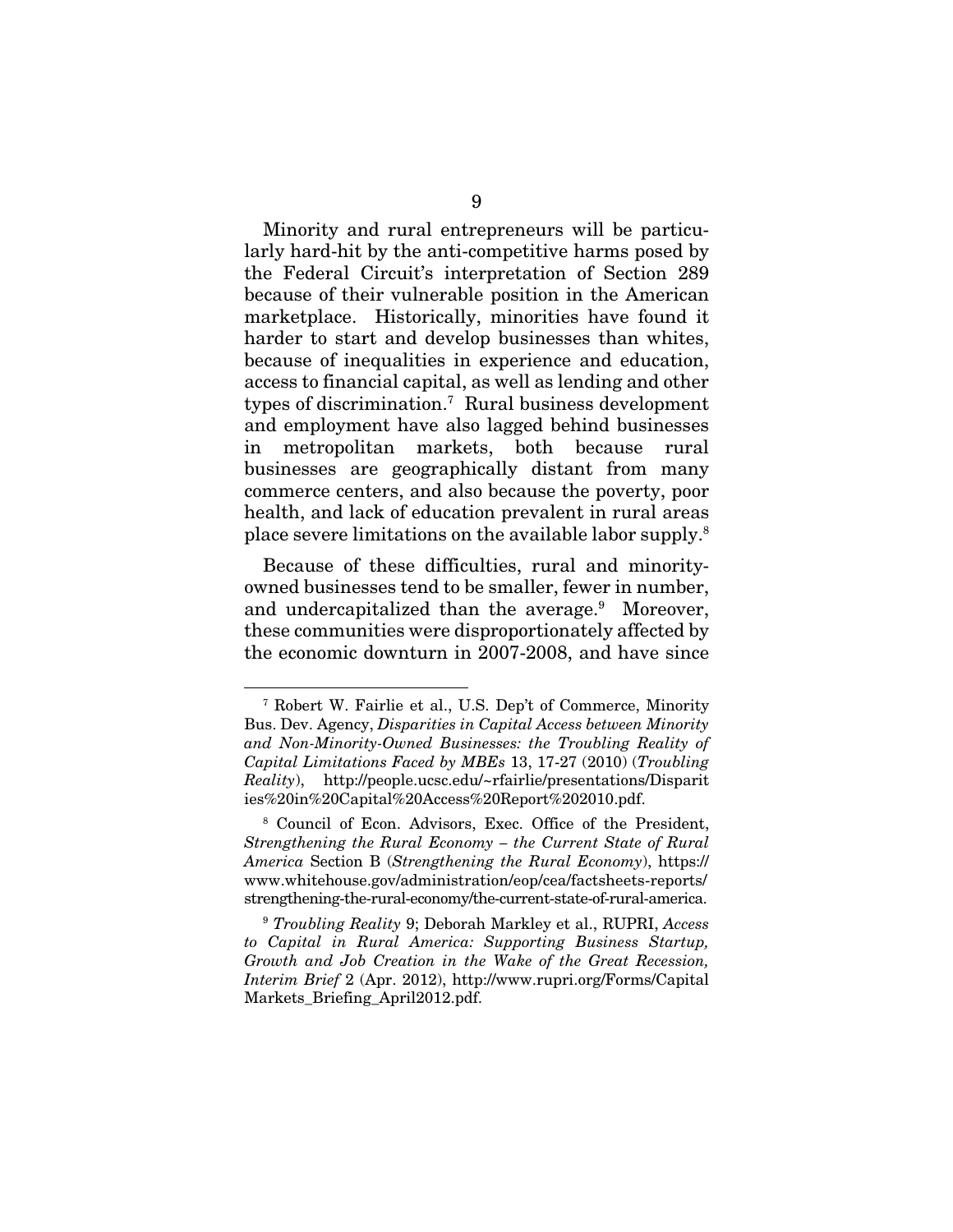Minority and rural entrepreneurs will be particularly hard-hit by the anti-competitive harms posed by the Federal Circuit's interpretation of Section 289 because of their vulnerable position in the American marketplace. Historically, minorities have found it harder to start and develop businesses than whites, because of inequalities in experience and education, access to financial capital, as well as lending and other types of discrimination.[7] Rural business development and employment have also lagged behind businesses in metropolitan markets, both because rural businesses are geographically distant from many commerce centers, and also because the poverty, poor health, and lack of education prevalent in rural areas place severe limitations on the available labor supply.[8]

Because of these difficulties, rural and minority-owned businesses tend to be smaller, fewer in number, and undercapitalized than the average.[9] Moreover, these communities were disproportionately affected by the economic downturn in 2007-2008, and have since

---

[7] Robert W. Fairlie et al., U.S. Dep't of Commerce, Minority Bus. Dev. Agency, *Disparities in Capital Access between Minority and Non-Minority-Owned Businesses: the Troubling Reality of Capital Limitations Faced by MBEs* 13, 17-27 (2010) (*Troubling Reality*), http://people.ucsc.edu/~rfairlie/presentations/Disparities%20in%20Capital%20Access%20Report%202010.pdf.

[8] Council of Econ. Advisors, Exec. Office of the President, *Strengthening the Rural Economy – the Current State of Rural America* Section B (*Strengthening the Rural Economy*), https://www.whitehouse.gov/administration/eop/cea/factsheets-reports/strengthening-the-rural-economy/the-current-state-of-rural-america.

[9] *Troubling Reality* 9; Deborah Markley et al., RUPRI, *Access to Capital in Rural America: Supporting Business Startup, Growth and Job Creation in the Wake of the Great Recession, Interim Brief* 2 (Apr. 2012), http://www.rupri.org/Forms/CapitalMarkets_Briefing_April2012.pdf.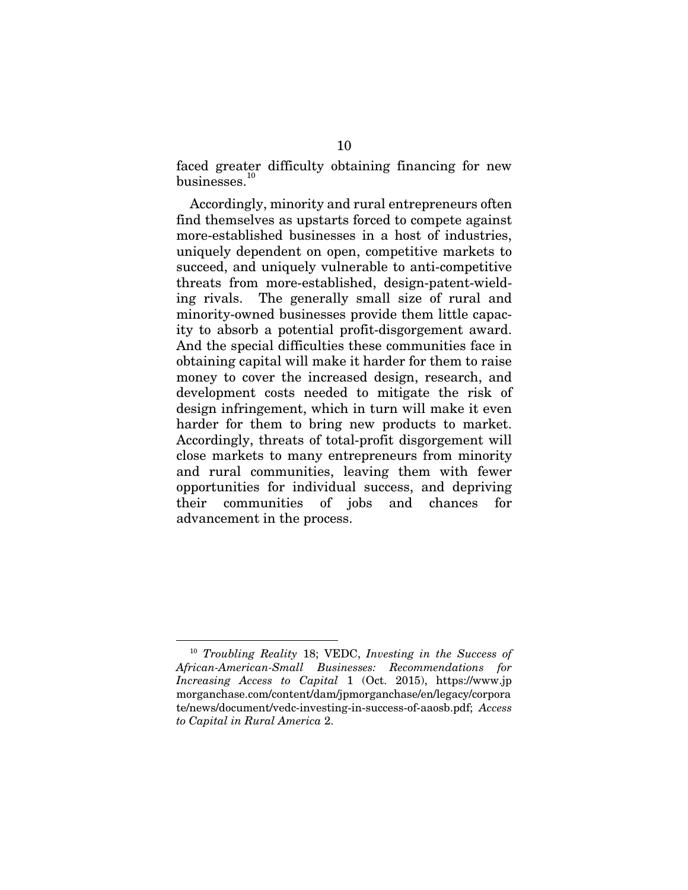faced greater difficulty obtaining financing for new businesses.[10]

Accordingly, minority and rural entrepreneurs often find themselves as upstarts forced to compete against more-established businesses in a host of industries, uniquely dependent on open, competitive markets to succeed, and uniquely vulnerable to anti-competitive threats from more-established, design-patent-wielding rivals. The generally small size of rural and minority-owned businesses provide them little capacity to absorb a potential profit-disgorgement award. And the special difficulties these communities face in obtaining capital will make it harder for them to raise money to cover the increased design, research, and development costs needed to mitigate the risk of design infringement, which in turn will make it even harder for them to bring new products to market. Accordingly, threats of total-profit disgorgement will close markets to many entrepreneurs from minority and rural communities, leaving them with fewer opportunities for individual success, and depriving their communities of jobs and chances for advancement in the process.

---

[10] *Troubling Reality* 18; VEDC, *Investing in the Success of African-American-Small Businesses: Recommendations for Increasing Access to Capital* 1 (Oct. 2015), https://www.jpmorganchase.com/content/dam/jpmorganchase/en/legacy/corporate/news/document/vedc-investing-in-success-of-aaosb.pdf; *Access to Capital in Rural America* 2.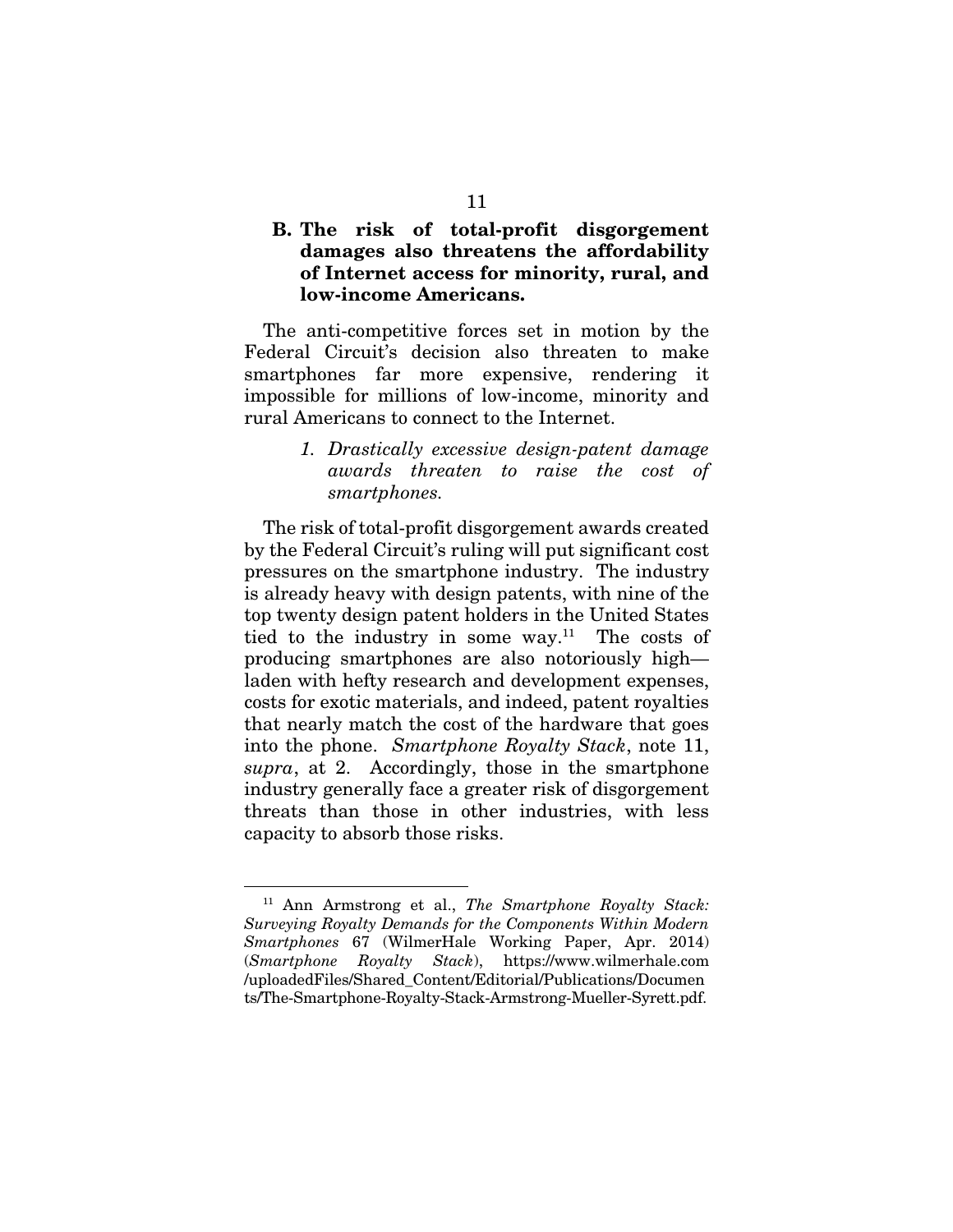### B. The risk of total-profit disgorgement damages also threatens the affordability of Internet access for minority, rural, and low-income Americans.

The anti-competitive forces set in motion by the Federal Circuit's decision also threaten to make smartphones far more expensive, rendering it impossible for millions of low-income, minority and rural Americans to connect to the Internet.

#### *1. Drastically excessive design-patent damage awards threaten to raise the cost of smartphones.*

The risk of total-profit disgorgement awards created by the Federal Circuit's ruling will put significant cost pressures on the smartphone industry. The industry is already heavy with design patents, with nine of the top twenty design patent holders in the United States tied to the industry in some way.[11] The costs of producing smartphones are also notoriously high—laden with hefty research and development expenses, costs for exotic materials, and indeed, patent royalties that nearly match the cost of the hardware that goes into the phone. *Smartphone Royalty Stack*, note 11, *supra*, at 2. Accordingly, those in the smartphone industry generally face a greater risk of disgorgement threats than those in other industries, with less capacity to absorb those risks.

---

[11] Ann Armstrong et al., *The Smartphone Royalty Stack: Surveying Royalty Demands for the Components Within Modern Smartphones* 67 (WilmerHale Working Paper, Apr. 2014) (*Smartphone Royalty Stack*), https://www.wilmerhale.com/uploadedFiles/Shared_Content/Editorial/Publications/Documents/The-Smartphone-Royalty-Stack-Armstrong-Mueller-Syrett.pdf.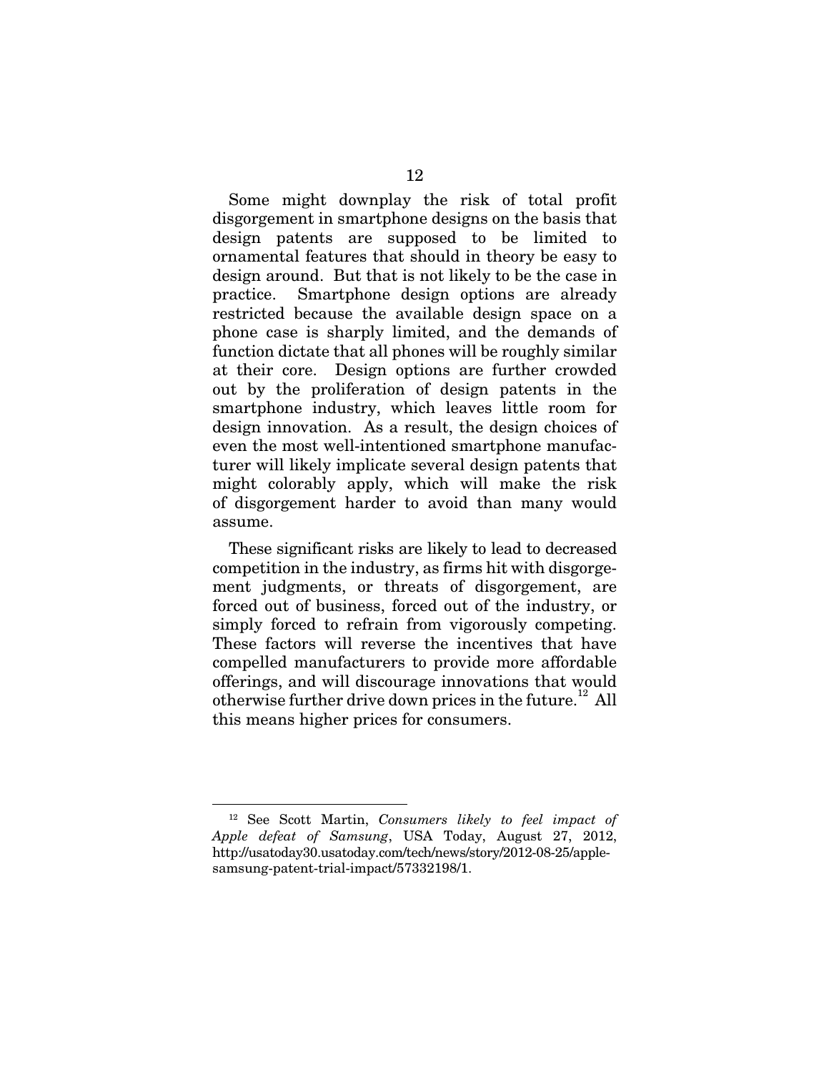Some might downplay the risk of total profit disgorgement in smartphone designs on the basis that design patents are supposed to be limited to ornamental features that should in theory be easy to design around. But that is not likely to be the case in practice. Smartphone design options are already restricted because the available design space on a phone case is sharply limited, and the demands of function dictate that all phones will be roughly similar at their core. Design options are further crowded out by the proliferation of design patents in the smartphone industry, which leaves little room for design innovation. As a result, the design choices of even the most well-intentioned smartphone manufacturer will likely implicate several design patents that might colorably apply, which will make the risk of disgorgement harder to avoid than many would assume.

These significant risks are likely to lead to decreased competition in the industry, as firms hit with disgorgement judgments, or threats of disgorgement, are forced out of business, forced out of the industry, or simply forced to refrain from vigorously competing. These factors will reverse the incentives that have compelled manufacturers to provide more affordable offerings, and will discourage innovations that would otherwise further drive down prices in the future.[12] All this means higher prices for consumers.

---

[12] See Scott Martin, *Consumers likely to feel impact of Apple defeat of Samsung*, USA Today, August 27, 2012, http://usatoday30.usatoday.com/tech/news/story/2012-08-25/apple-samsung-patent-trial-impact/57332198/1.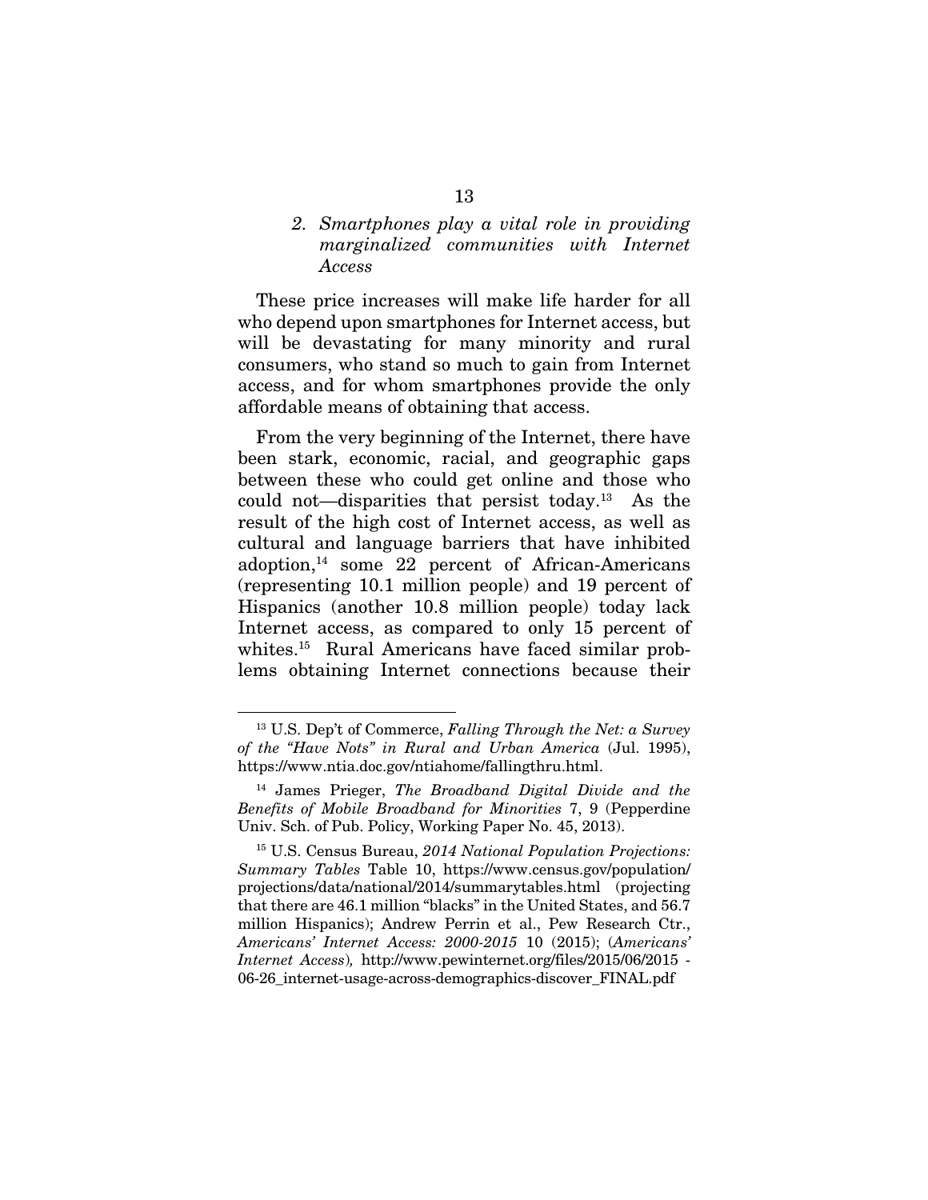### 2. *Smartphones play a vital role in providing marginalized communities with Internet Access*

These price increases will make life harder for all who depend upon smartphones for Internet access, but will be devastating for many minority and rural consumers, who stand so much to gain from Internet access, and for whom smartphones provide the only affordable means of obtaining that access.

From the very beginning of the Internet, there have been stark, economic, racial, and geographic gaps between these who could get online and those who could not—disparities that persist today.[13] As the result of the high cost of Internet access, as well as cultural and language barriers that have inhibited adoption,[14] some 22 percent of African-Americans (representing 10.1 million people) and 19 percent of Hispanics (another 10.8 million people) today lack Internet access, as compared to only 15 percent of whites.[15] Rural Americans have faced similar problems obtaining Internet connections because their

---

[13] U.S. Dep't of Commerce, *Falling Through the Net: a Survey of the "Have Nots" in Rural and Urban America* (Jul. 1995), https://www.ntia.doc.gov/ntiahome/fallingthru.html.

[14] James Prieger, *The Broadband Digital Divide and the Benefits of Mobile Broadband for Minorities* 7, 9 (Pepperdine Univ. Sch. of Pub. Policy, Working Paper No. 45, 2013).

[15] U.S. Census Bureau, *2014 National Population Projections: Summary Tables* Table 10, https://www.census.gov/population/projections/data/national/2014/summarytables.html (projecting that there are 46.1 million "blacks" in the United States, and 56.7 million Hispanics); Andrew Perrin et al., Pew Research Ctr., *Americans' Internet Access: 2000-2015* 10 (2015); (*Americans' Internet Access*), http://www.pewinternet.org/files/2015/06/2015 - 06-26_internet-usage-across-demographics-discover_FINAL.pdf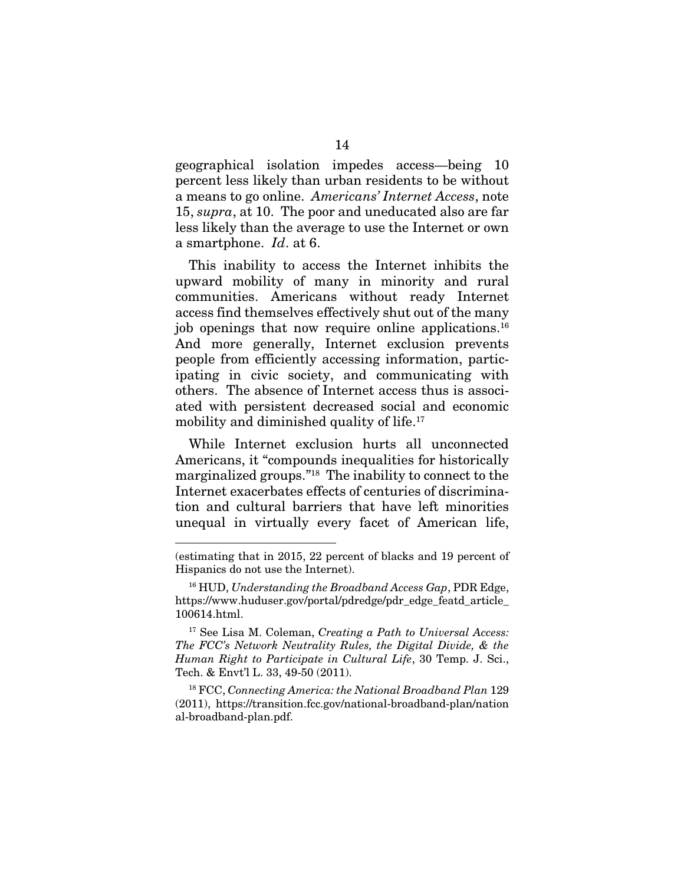geographical isolation impedes access—being 10 percent less likely than urban residents to be without a means to go online. *Americans' Internet Access*, note 15, *supra*, at 10. The poor and uneducated also are far less likely than the average to use the Internet or own a smartphone. *Id*. at 6.

This inability to access the Internet inhibits the upward mobility of many in minority and rural communities. Americans without ready Internet access find themselves effectively shut out of the many job openings that now require online applications.[16] And more generally, Internet exclusion prevents people from efficiently accessing information, participating in civic society, and communicating with others. The absence of Internet access thus is associated with persistent decreased social and economic mobility and diminished quality of life.[17]

While Internet exclusion hurts all unconnected Americans, it "compounds inequalities for historically marginalized groups."[18] The inability to connect to the Internet exacerbates effects of centuries of discrimination and cultural barriers that have left minorities unequal in virtually every facet of American life,

---

(estimating that in 2015, 22 percent of blacks and 19 percent of Hispanics do not use the Internet).

[16] HUD, *Understanding the Broadband Access Gap*, PDR Edge, https://www.huduser.gov/portal/pdredge/pdr_edge_featd_article_100614.html.

[17] See Lisa M. Coleman, *Creating a Path to Universal Access: The FCC's Network Neutrality Rules, the Digital Divide, & the Human Right to Participate in Cultural Life*, 30 Temp. J. Sci., Tech. & Envt'l L. 33, 49-50 (2011).

[18] FCC, *Connecting America: the National Broadband Plan* 129 (2011), https://transition.fcc.gov/national-broadband-plan/national-broadband-plan.pdf.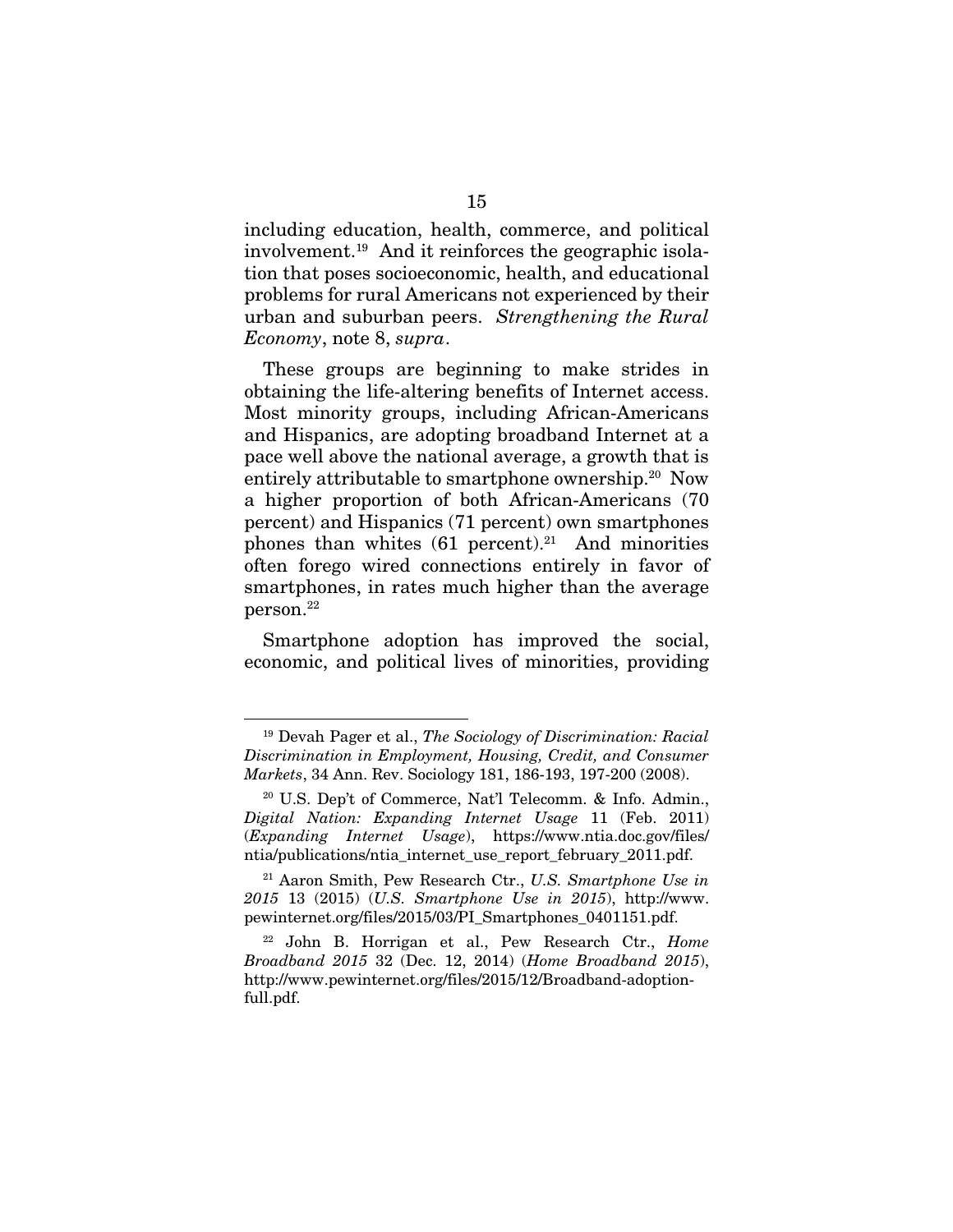including education, health, commerce, and political involvement.[19] And it reinforces the geographic isolation that poses socioeconomic, health, and educational problems for rural Americans not experienced by their urban and suburban peers. *Strengthening the Rural Economy*, note 8, *supra*.

These groups are beginning to make strides in obtaining the life-altering benefits of Internet access. Most minority groups, including African-Americans and Hispanics, are adopting broadband Internet at a pace well above the national average, a growth that is entirely attributable to smartphone ownership.[20] Now a higher proportion of both African-Americans (70 percent) and Hispanics (71 percent) own smartphones phones than whites (61 percent).[21] And minorities often forego wired connections entirely in favor of smartphones, in rates much higher than the average person.[22]

Smartphone adoption has improved the social, economic, and political lives of minorities, providing

---

[19] Devah Pager et al., *The Sociology of Discrimination: Racial Discrimination in Employment, Housing, Credit, and Consumer Markets*, 34 Ann. Rev. Sociology 181, 186-193, 197-200 (2008).

[20] U.S. Dep't of Commerce, Nat'l Telecomm. & Info. Admin., *Digital Nation: Expanding Internet Usage* 11 (Feb. 2011) (*Expanding Internet Usage*), https://www.ntia.doc.gov/files/ntia/publications/ntia_internet_use_report_february_2011.pdf.

[21] Aaron Smith, Pew Research Ctr., *U.S. Smartphone Use in 2015* 13 (2015) (*U.S. Smartphone Use in 2015*), http://www.pewinternet.org/files/2015/03/PI_Smartphones_0401151.pdf.

[22] John B. Horrigan et al., Pew Research Ctr., *Home Broadband 2015* 32 (Dec. 12, 2014) (*Home Broadband 2015*), http://www.pewinternet.org/files/2015/12/Broadband-adoption-full.pdf.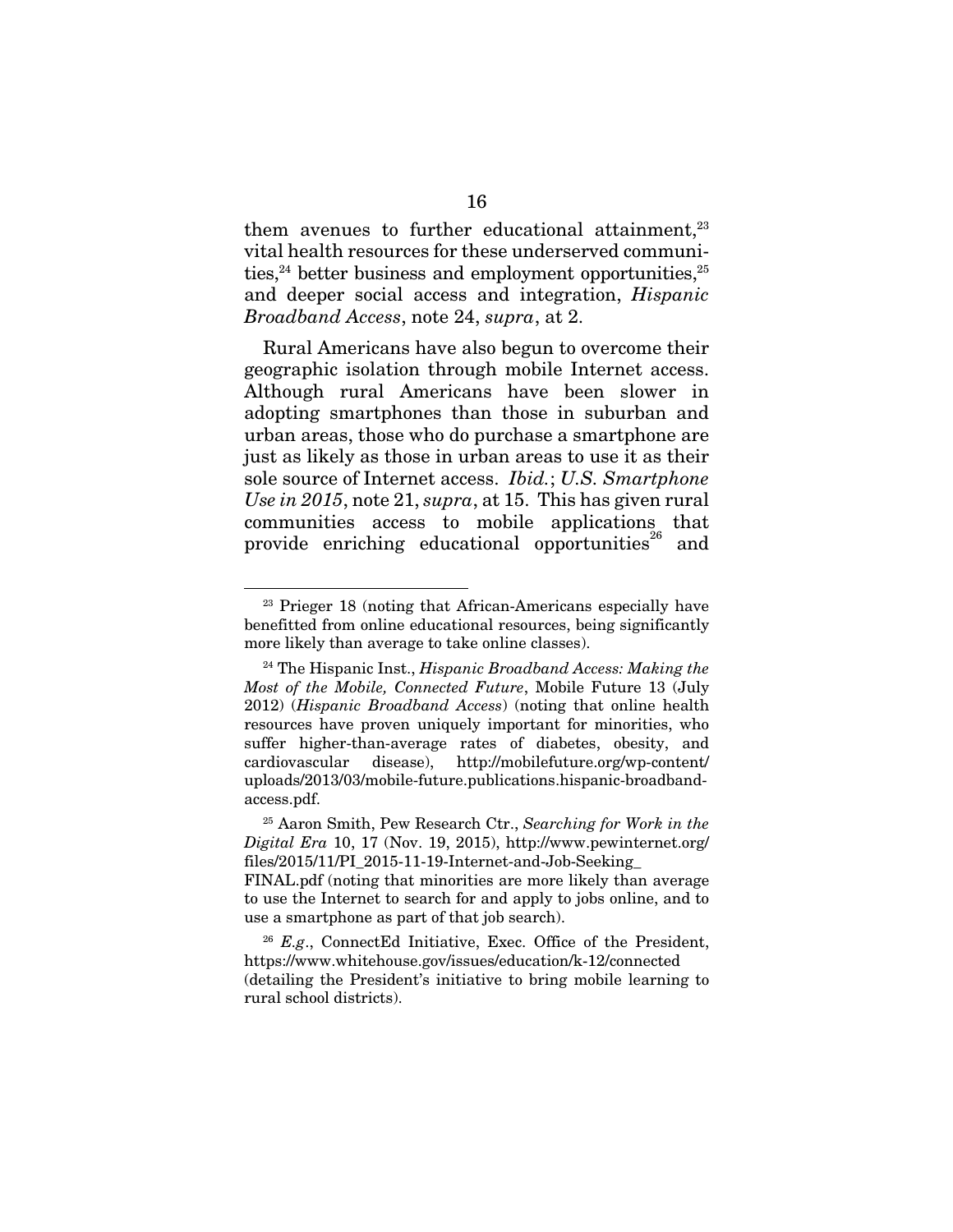them avenues to further educational attainment,[23] vital health resources for these underserved communities,[24] better business and employment opportunities,[25] and deeper social access and integration, *Hispanic Broadband Access*, note 24, *supra*, at 2.

Rural Americans have also begun to overcome their geographic isolation through mobile Internet access. Although rural Americans have been slower in adopting smartphones than those in suburban and urban areas, those who do purchase a smartphone are just as likely as those in urban areas to use it as their sole source of Internet access. *Ibid.*; *U.S. Smartphone Use in 2015*, note 21, *supra*, at 15. This has given rural communities access to mobile applications that provide enriching educational opportunities[26] and

---

[23] Prieger 18 (noting that African-Americans especially have benefitted from online educational resources, being significantly more likely than average to take online classes).

[24] The Hispanic Inst., *Hispanic Broadband Access: Making the Most of the Mobile, Connected Future*, Mobile Future 13 (July 2012) (*Hispanic Broadband Access*) (noting that online health resources have proven uniquely important for minorities, who suffer higher-than-average rates of diabetes, obesity, and cardiovascular disease), http://mobilefuture.org/wp-content/uploads/2013/03/mobile-future.publications.hispanic-broadband-access.pdf.

[25] Aaron Smith, Pew Research Ctr., *Searching for Work in the Digital Era* 10, 17 (Nov. 19, 2015), http://www.pewinternet.org/files/2015/11/PI_2015-11-19-Internet-and-Job-Seeking_FINAL.pdf (noting that minorities are more likely than average to use the Internet to search for and apply to jobs online, and to use a smartphone as part of that job search).

[26] *E.g.*, ConnectEd Initiative, Exec. Office of the President, https://www.whitehouse.gov/issues/education/k-12/connected (detailing the President's initiative to bring mobile learning to rural school districts).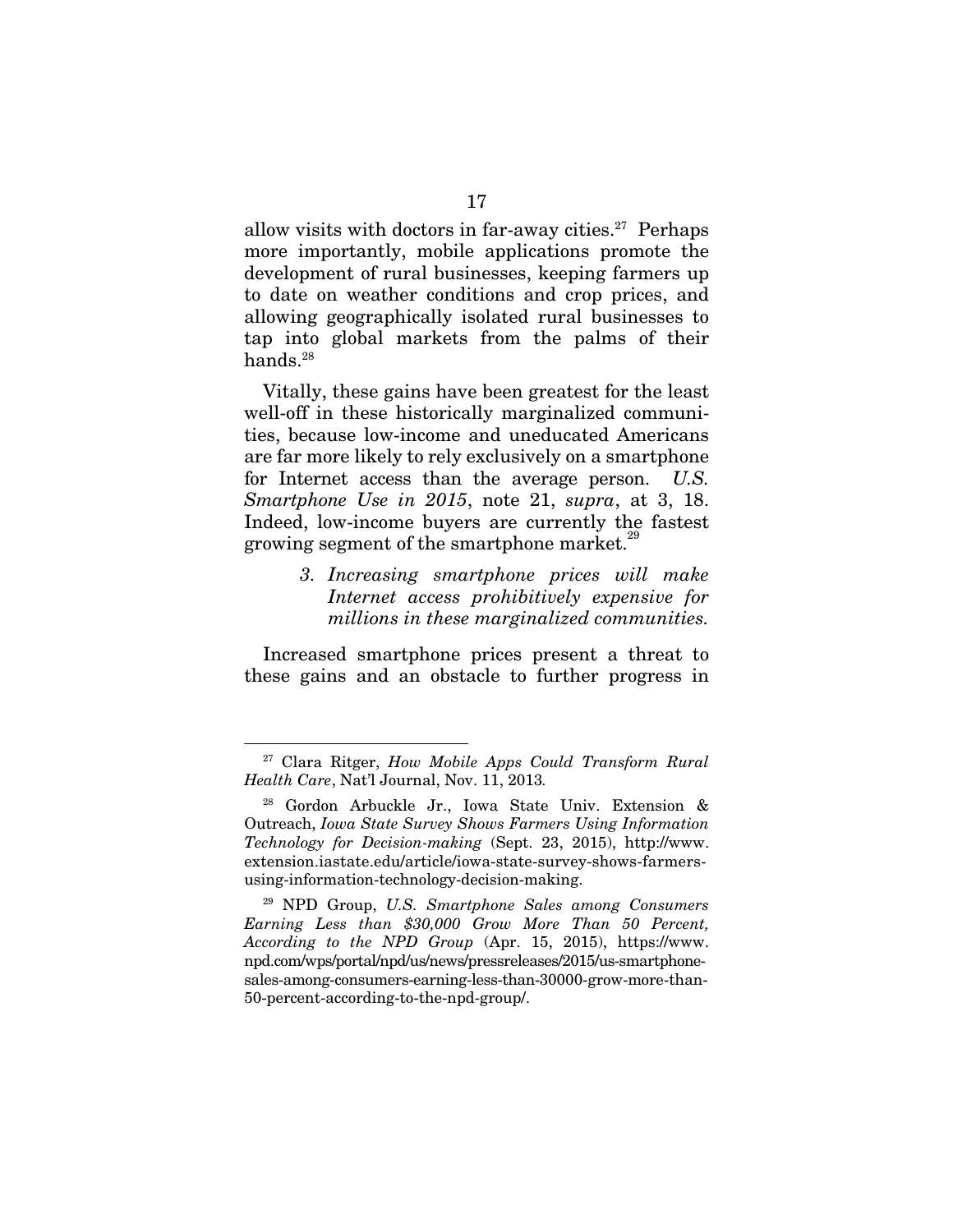allow visits with doctors in far-away cities.[27] Perhaps more importantly, mobile applications promote the development of rural businesses, keeping farmers up to date on weather conditions and crop prices, and allowing geographically isolated rural businesses to tap into global markets from the palms of their hands.[28]

Vitally, these gains have been greatest for the least well-off in these historically marginalized communities, because low-income and uneducated Americans are far more likely to rely exclusively on a smartphone for Internet access than the average person. *U.S. Smartphone Use in 2015*, note 21, *supra*, at 3, 18. Indeed, low-income buyers are currently the fastest growing segment of the smartphone market.[29]

*3. Increasing smartphone prices will make Internet access prohibitively expensive for millions in these marginalized communities.*

Increased smartphone prices present a threat to these gains and an obstacle to further progress in

---

[27] Clara Ritger, *How Mobile Apps Could Transform Rural Health Care*, Nat'l Journal, Nov. 11, 2013.

[28] Gordon Arbuckle Jr., Iowa State Univ. Extension & Outreach, *Iowa State Survey Shows Farmers Using Information Technology for Decision-making* (Sept. 23, 2015), http://www.extension.iastate.edu/article/iowa-state-survey-shows-farmers-using-information-technology-decision-making.

[29] NPD Group, *U.S. Smartphone Sales among Consumers Earning Less than $30,000 Grow More Than 50 Percent, According to the NPD Group* (Apr. 15, 2015), https://www.npd.com/wps/portal/npd/us/news/pressreleases/2015/us-smartphone-sales-among-consumers-earning-less-than-30000-grow-more-than-50-percent-according-to-the-npd-group/.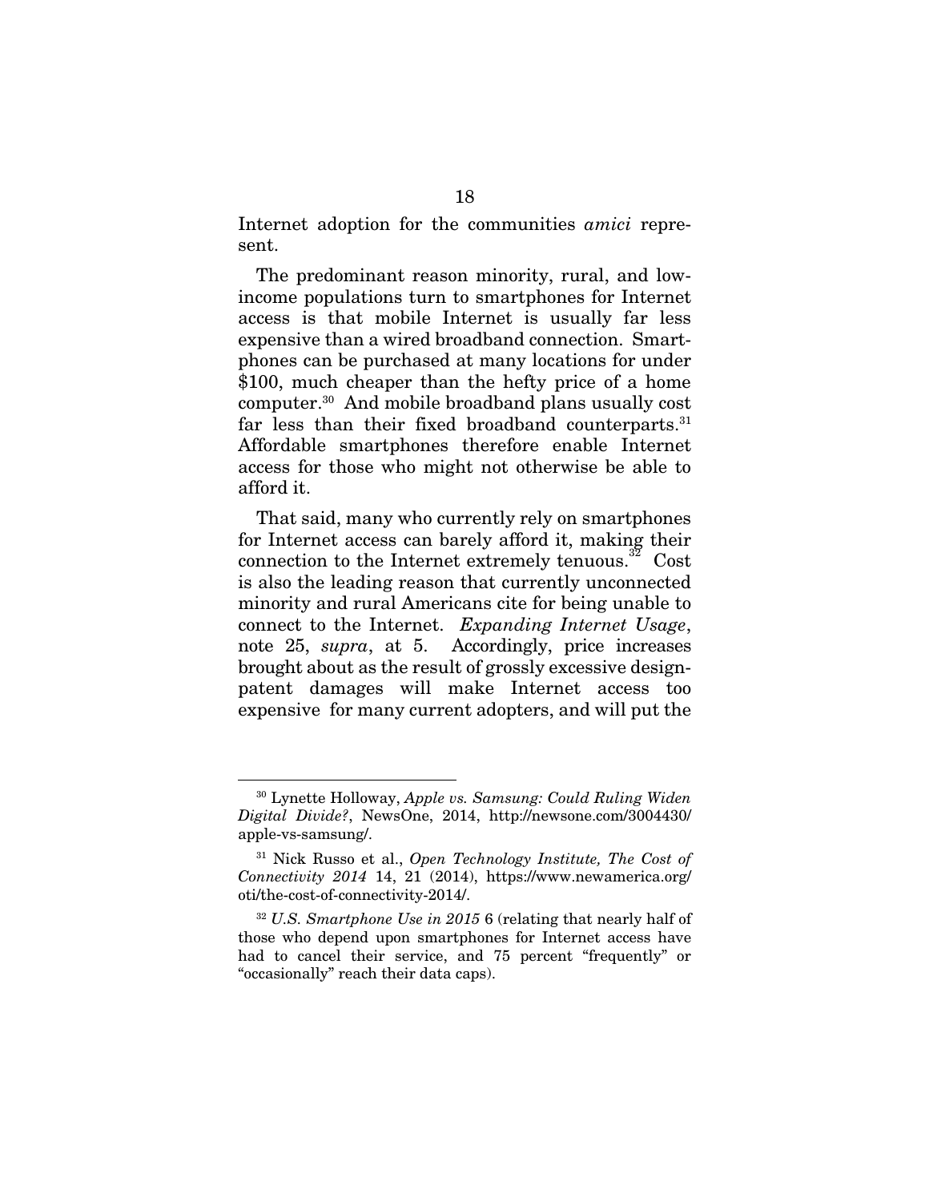Internet adoption for the communities *amici* represent.

The predominant reason minority, rural, and low-income populations turn to smartphones for Internet access is that mobile Internet is usually far less expensive than a wired broadband connection. Smartphones can be purchased at many locations for under $100, much cheaper than the hefty price of a home computer.[30] And mobile broadband plans usually cost far less than their fixed broadband counterparts.[31] Affordable smartphones therefore enable Internet access for those who might not otherwise be able to afford it.

That said, many who currently rely on smartphones for Internet access can barely afford it, making their connection to the Internet extremely tenuous.[32] Cost is also the leading reason that currently unconnected minority and rural Americans cite for being unable to connect to the Internet. *Expanding Internet Usage*, note 25, *supra*, at 5. Accordingly, price increases brought about as the result of grossly excessive design-patent damages will make Internet access too expensive for many current adopters, and will put the

---

[30] Lynette Holloway, *Apple vs. Samsung: Could Ruling Widen Digital Divide?*, NewsOne, 2014, http://newsone.com/3004430/apple-vs-samsung/.

[31] Nick Russo et al., *Open Technology Institute, The Cost of Connectivity 2014* 14, 21 (2014), https://www.newamerica.org/oti/the-cost-of-connectivity-2014/.

[32] *U.S. Smartphone Use in 2015* 6 (relating that nearly half of those who depend upon smartphones for Internet access have had to cancel their service, and 75 percent "frequently" or "occasionally" reach their data caps).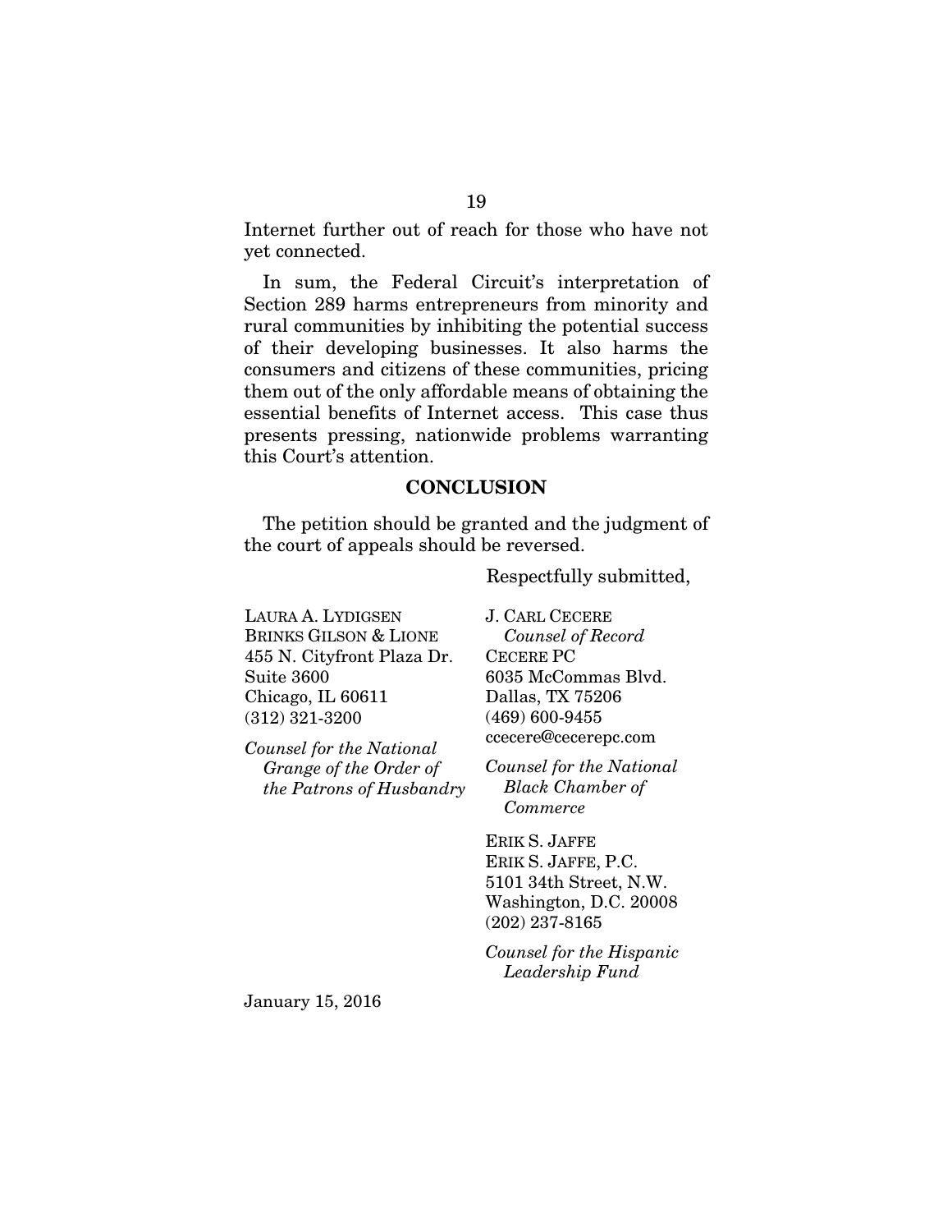Internet further out of reach for those who have not yet connected.

In sum, the Federal Circuit's interpretation of Section 289 harms entrepreneurs from minority and rural communities by inhibiting the potential success of their developing businesses. It also harms the consumers and citizens of these communities, pricing them out of the only affordable means of obtaining the essential benefits of Internet access. This case thus presents pressing, nationwide problems warranting this Court's attention.

## CONCLUSION

The petition should be granted and the judgment of the court of appeals should be reversed.

Respectfully submitted,

LAURA A. LYDIGSEN
BRINKS GILSON & LIONE
455 N. Cityfront Plaza Dr.
Suite 3600
Chicago, IL 60611
(312) 321-3200

*Counsel for the National Grange of the Order of the Patrons of Husbandry*

J. CARL CECERE
*Counsel of Record*
CECERE PC
6035 McCommas Blvd.
Dallas, TX 75206
(469) 600-9455
ccecere@cecerepc.com

*Counsel for the National Black Chamber of Commerce*

ERIK S. JAFFE
ERIK S. JAFFE, P.C.
5101 34th Street, N.W.
Washington, D.C. 20008
(202) 237-8165

*Counsel for the Hispanic Leadership Fund*

January 15, 2016